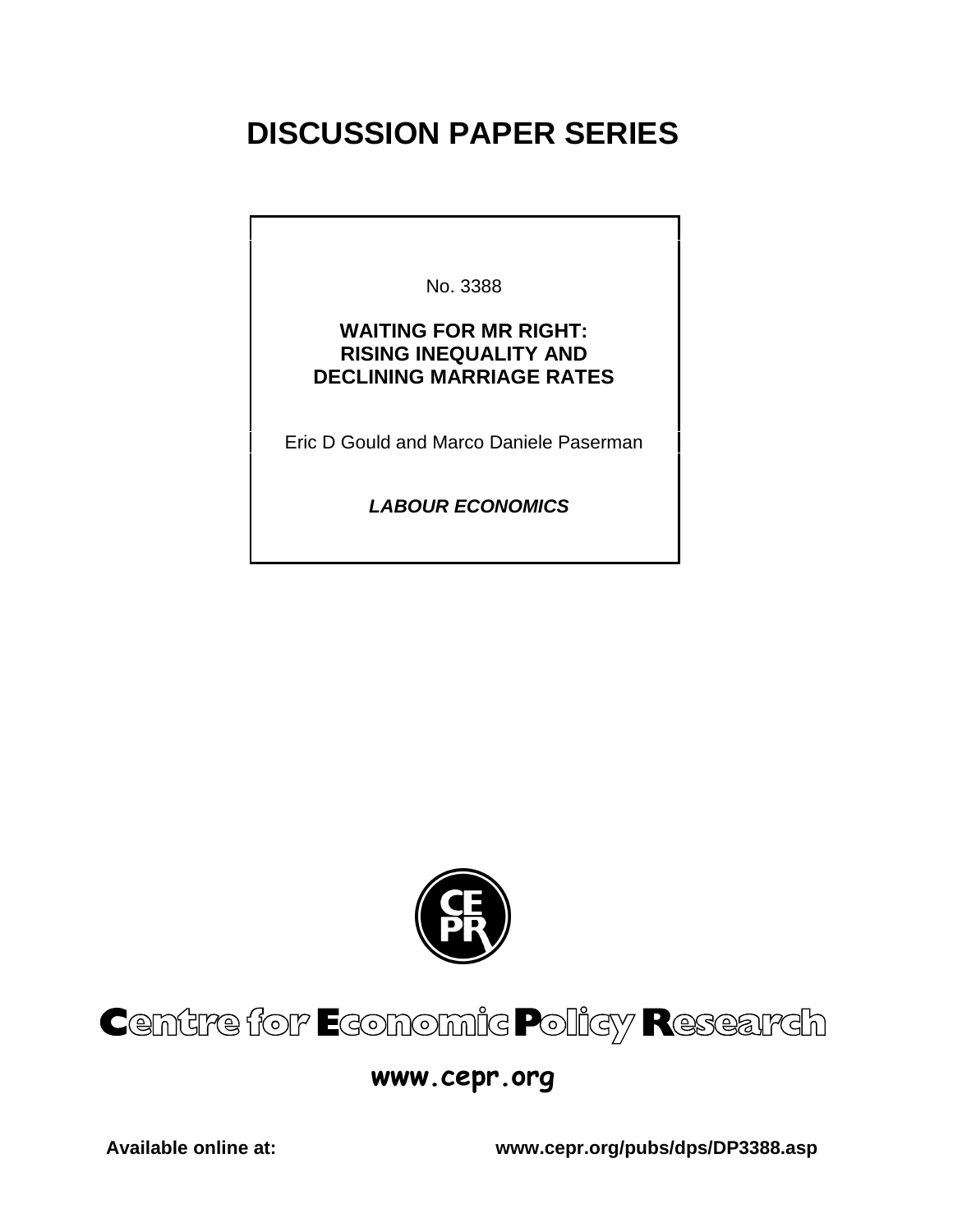# DISCUSSION PAPER SERIES

No. 3388

**WAITING FOR MR RIGHT: RISING INEQUALITY AND DECLINING MARRIAGE RATES**

Eric D Gould and Marco Daniele Paserman

***LABOUR ECONOMICS***

**Centre for Economic Policy Research**

**www.cepr.org**

**Available online at:** **www.cepr.org/pubs/dps/DP3388.asp**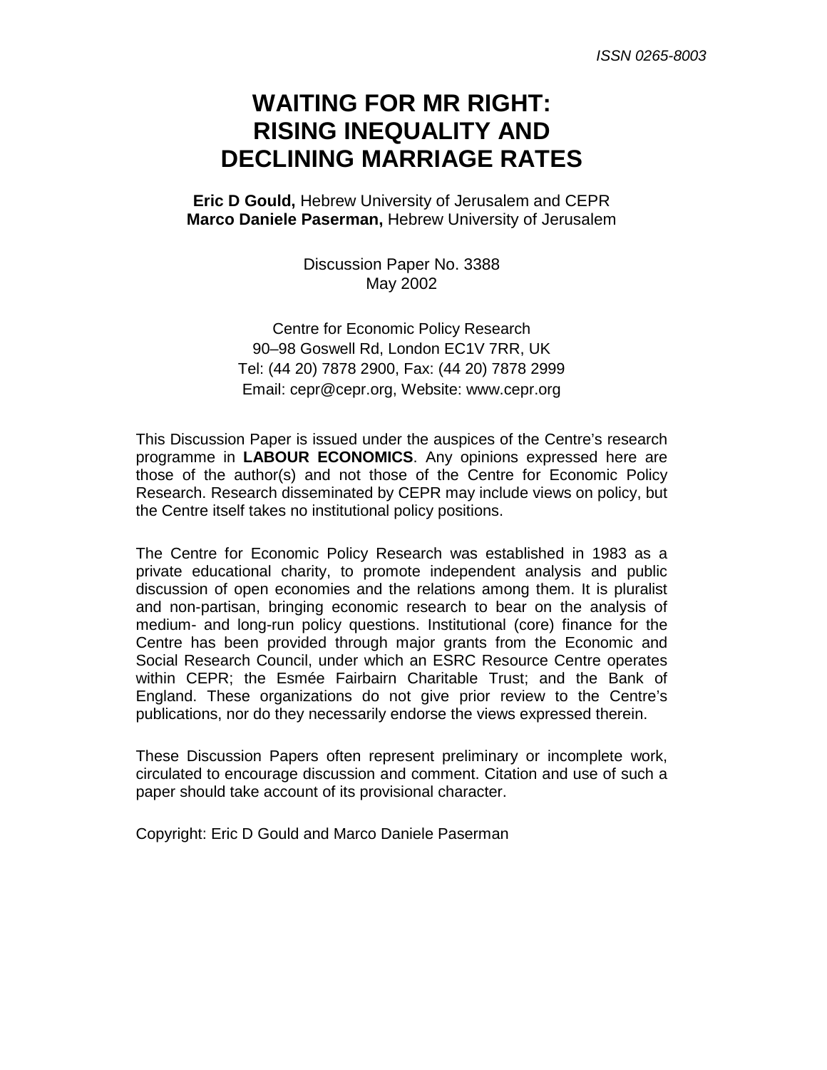ISSN 0265-8003

# WAITING FOR MR RIGHT: RISING INEQUALITY AND DECLINING MARRIAGE RATES

**Eric D Gould,** Hebrew University of Jerusalem and CEPR
**Marco Daniele Paserman,** Hebrew University of Jerusalem

Discussion Paper No. 3388
May 2002

Centre for Economic Policy Research
90–98 Goswell Rd, London EC1V 7RR, UK
Tel: (44 20) 7878 2900, Fax: (44 20) 7878 2999
Email: cepr@cepr.org, Website: www.cepr.org

This Discussion Paper is issued under the auspices of the Centre's research programme in **LABOUR ECONOMICS**. Any opinions expressed here are those of the author(s) and not those of the Centre for Economic Policy Research. Research disseminated by CEPR may include views on policy, but the Centre itself takes no institutional policy positions.

The Centre for Economic Policy Research was established in 1983 as a private educational charity, to promote independent analysis and public discussion of open economies and the relations among them. It is pluralist and non-partisan, bringing economic research to bear on the analysis of medium- and long-run policy questions. Institutional (core) finance for the Centre has been provided through major grants from the Economic and Social Research Council, under which an ESRC Resource Centre operates within CEPR; the Esmée Fairbairn Charitable Trust; and the Bank of England. These organizations do not give prior review to the Centre's publications, nor do they necessarily endorse the views expressed therein.

These Discussion Papers often represent preliminary or incomplete work, circulated to encourage discussion and comment. Citation and use of such a paper should take account of its provisional character.

Copyright: Eric D Gould and Marco Daniele Paserman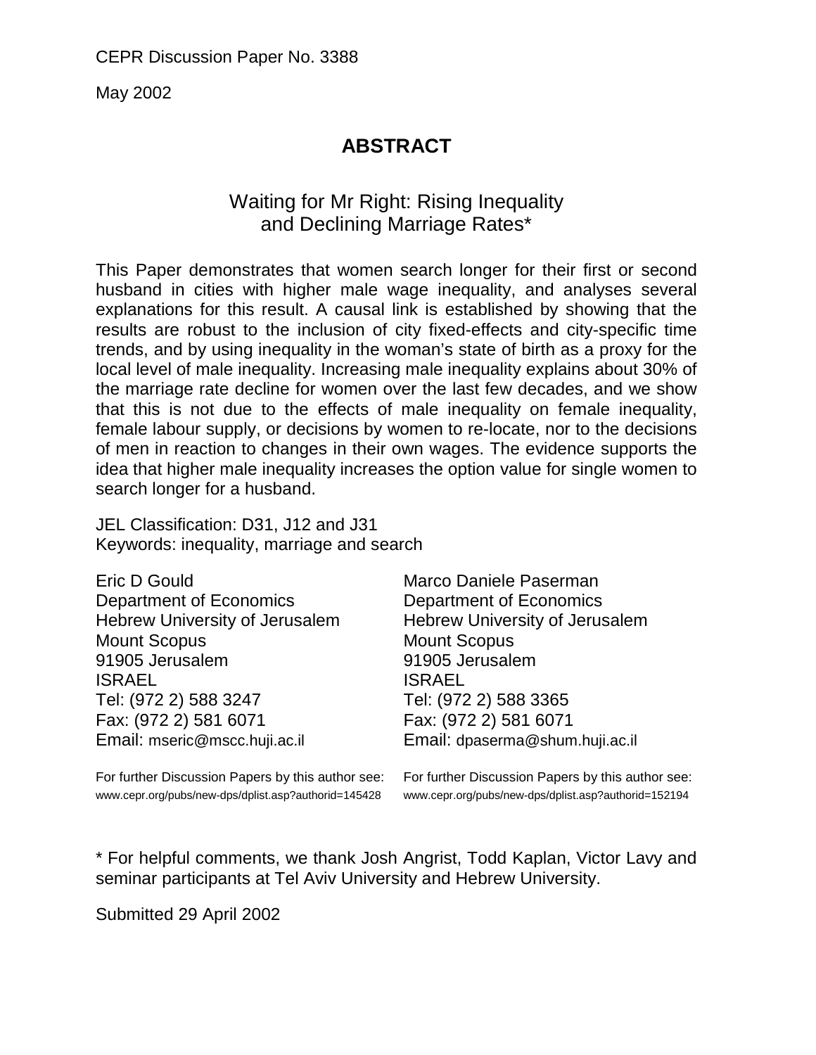CEPR Discussion Paper No. 3388

May 2002

# ABSTRACT

## Waiting for Mr Right: Rising Inequality and Declining Marriage Rates*

This Paper demonstrates that women search longer for their first or second husband in cities with higher male wage inequality, and analyses several explanations for this result. A causal link is established by showing that the results are robust to the inclusion of city fixed-effects and city-specific time trends, and by using inequality in the woman's state of birth as a proxy for the local level of male inequality. Increasing male inequality explains about 30% of the marriage rate decline for women over the last few decades, and we show that this is not due to the effects of male inequality on female inequality, female labour supply, or decisions by women to re-locate, nor to the decisions of men in reaction to changes in their own wages. The evidence supports the idea that higher male inequality increases the option value for single women to search longer for a husband.

JEL Classification: D31, J12 and J31
Keywords: inequality, marriage and search

Eric D Gould
Department of Economics
Hebrew University of Jerusalem
Mount Scopus
91905 Jerusalem
ISRAEL
Tel: (972 2) 588 3247
Fax: (972 2) 581 6071
Email: mseric@mscc.huji.ac.il

For further Discussion Papers by this author see:
www.cepr.org/pubs/new-dps/dplist.asp?authorid=145428

Marco Daniele Paserman
Department of Economics
Hebrew University of Jerusalem
Mount Scopus
91905 Jerusalem
ISRAEL
Tel: (972 2) 588 3365
Fax: (972 2) 581 6071
Email: dpaserma@shum.huji.ac.il

For further Discussion Papers by this author see:
www.cepr.org/pubs/new-dps/dplist.asp?authorid=152194

* For helpful comments, we thank Josh Angrist, Todd Kaplan, Victor Lavy and seminar participants at Tel Aviv University and Hebrew University.

Submitted 29 April 2002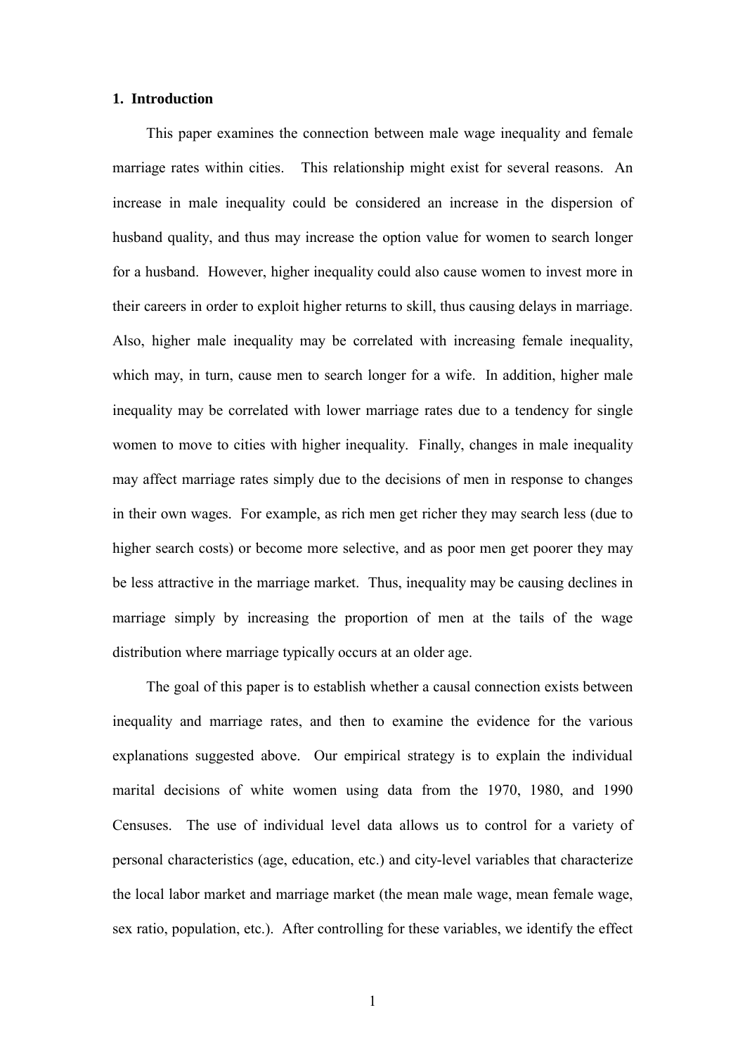## 1. Introduction

This paper examines the connection between male wage inequality and female marriage rates within cities. This relationship might exist for several reasons. An increase in male inequality could be considered an increase in the dispersion of husband quality, and thus may increase the option value for women to search longer for a husband. However, higher inequality could also cause women to invest more in their careers in order to exploit higher returns to skill, thus causing delays in marriage. Also, higher male inequality may be correlated with increasing female inequality, which may, in turn, cause men to search longer for a wife. In addition, higher male inequality may be correlated with lower marriage rates due to a tendency for single women to move to cities with higher inequality. Finally, changes in male inequality may affect marriage rates simply due to the decisions of men in response to changes in their own wages. For example, as rich men get richer they may search less (due to higher search costs) or become more selective, and as poor men get poorer they may be less attractive in the marriage market. Thus, inequality may be causing declines in marriage simply by increasing the proportion of men at the tails of the wage distribution where marriage typically occurs at an older age.

The goal of this paper is to establish whether a causal connection exists between inequality and marriage rates, and then to examine the evidence for the various explanations suggested above. Our empirical strategy is to explain the individual marital decisions of white women using data from the 1970, 1980, and 1990 Censuses. The use of individual level data allows us to control for a variety of personal characteristics (age, education, etc.) and city-level variables that characterize the local labor market and marriage market (the mean male wage, mean female wage, sex ratio, population, etc.). After controlling for these variables, we identify the effect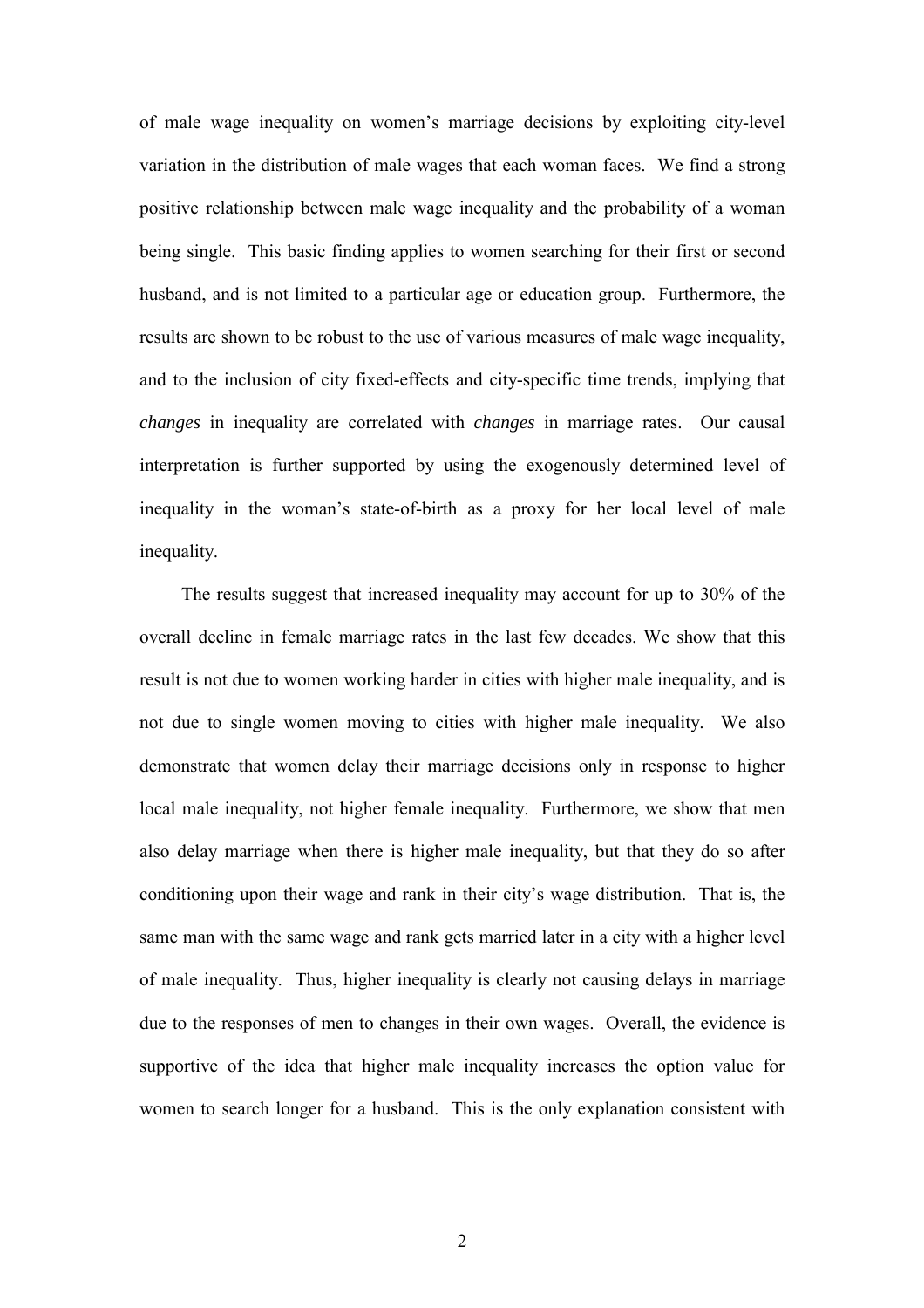of male wage inequality on women's marriage decisions by exploiting city-level variation in the distribution of male wages that each woman faces. We find a strong positive relationship between male wage inequality and the probability of a woman being single. This basic finding applies to women searching for their first or second husband, and is not limited to a particular age or education group. Furthermore, the results are shown to be robust to the use of various measures of male wage inequality, and to the inclusion of city fixed-effects and city-specific time trends, implying that *changes* in inequality are correlated with *changes* in marriage rates. Our causal interpretation is further supported by using the exogenously determined level of inequality in the woman's state-of-birth as a proxy for her local level of male inequality.

The results suggest that increased inequality may account for up to 30% of the overall decline in female marriage rates in the last few decades. We show that this result is not due to women working harder in cities with higher male inequality, and is not due to single women moving to cities with higher male inequality. We also demonstrate that women delay their marriage decisions only in response to higher local male inequality, not higher female inequality. Furthermore, we show that men also delay marriage when there is higher male inequality, but that they do so after conditioning upon their wage and rank in their city's wage distribution. That is, the same man with the same wage and rank gets married later in a city with a higher level of male inequality. Thus, higher inequality is clearly not causing delays in marriage due to the responses of men to changes in their own wages. Overall, the evidence is supportive of the idea that higher male inequality increases the option value for women to search longer for a husband. This is the only explanation consistent with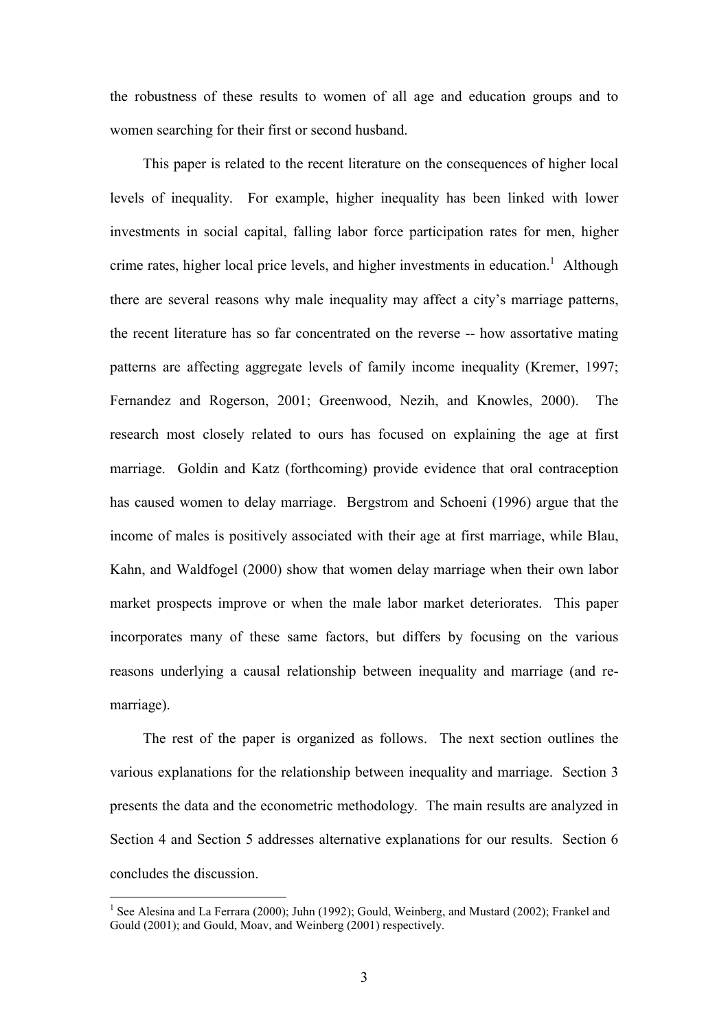the robustness of these results to women of all age and education groups and to women searching for their first or second husband.

This paper is related to the recent literature on the consequences of higher local levels of inequality. For example, higher inequality has been linked with lower investments in social capital, falling labor force participation rates for men, higher crime rates, higher local price levels, and higher investments in education.[1] Although there are several reasons why male inequality may affect a city's marriage patterns, the recent literature has so far concentrated on the reverse -- how assortative mating patterns are affecting aggregate levels of family income inequality (Kremer, 1997; Fernandez and Rogerson, 2001; Greenwood, Nezih, and Knowles, 2000). The research most closely related to ours has focused on explaining the age at first marriage. Goldin and Katz (forthcoming) provide evidence that oral contraception has caused women to delay marriage. Bergstrom and Schoeni (1996) argue that the income of males is positively associated with their age at first marriage, while Blau, Kahn, and Waldfogel (2000) show that women delay marriage when their own labor market prospects improve or when the male labor market deteriorates. This paper incorporates many of these same factors, but differs by focusing on the various reasons underlying a causal relationship between inequality and marriage (and re-marriage).

The rest of the paper is organized as follows. The next section outlines the various explanations for the relationship between inequality and marriage. Section 3 presents the data and the econometric methodology. The main results are analyzed in Section 4 and Section 5 addresses alternative explanations for our results. Section 6 concludes the discussion.

[1] See Alesina and La Ferrara (2000); Juhn (1992); Gould, Weinberg, and Mustard (2002); Frankel and Gould (2001); and Gould, Moav, and Weinberg (2001) respectively.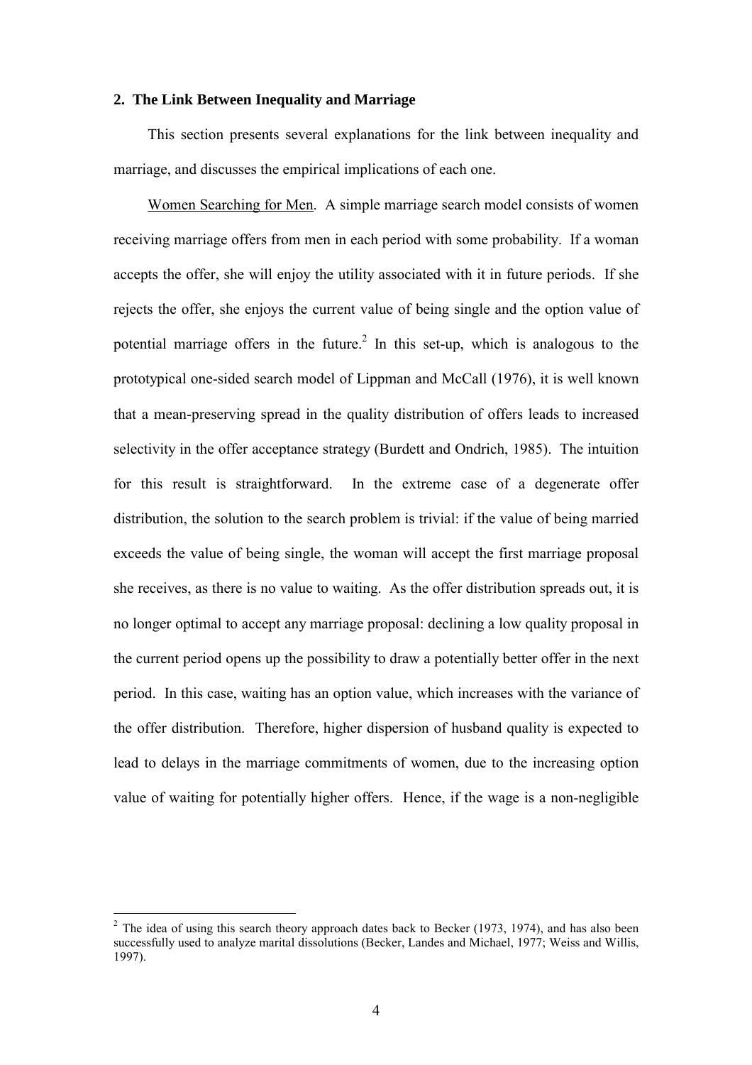## 2. The Link Between Inequality and Marriage

This section presents several explanations for the link between inequality and marriage, and discusses the empirical implications of each one.

Women Searching for Men. A simple marriage search model consists of women receiving marriage offers from men in each period with some probability. If a woman accepts the offer, she will enjoy the utility associated with it in future periods. If she rejects the offer, she enjoys the current value of being single and the option value of potential marriage offers in the future.[2] In this set-up, which is analogous to the prototypical one-sided search model of Lippman and McCall (1976), it is well known that a mean-preserving spread in the quality distribution of offers leads to increased selectivity in the offer acceptance strategy (Burdett and Ondrich, 1985). The intuition for this result is straightforward. In the extreme case of a degenerate offer distribution, the solution to the search problem is trivial: if the value of being married exceeds the value of being single, the woman will accept the first marriage proposal she receives, as there is no value to waiting. As the offer distribution spreads out, it is no longer optimal to accept any marriage proposal: declining a low quality proposal in the current period opens up the possibility to draw a potentially better offer in the next period. In this case, waiting has an option value, which increases with the variance of the offer distribution. Therefore, higher dispersion of husband quality is expected to lead to delays in the marriage commitments of women, due to the increasing option value of waiting for potentially higher offers. Hence, if the wage is a non-negligible

[2] The idea of using this search theory approach dates back to Becker (1973, 1974), and has also been successfully used to analyze marital dissolutions (Becker, Landes and Michael, 1977; Weiss and Willis, 1997).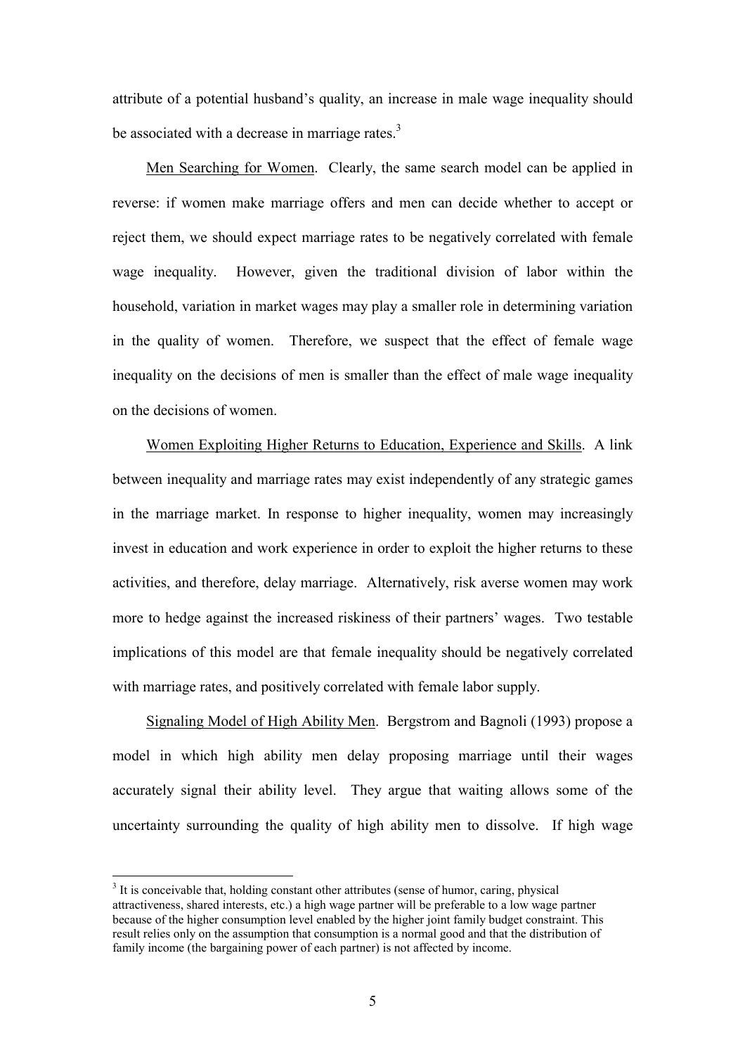attribute of a potential husband's quality, an increase in male wage inequality should be associated with a decrease in marriage rates.[3]

Men Searching for Women. Clearly, the same search model can be applied in reverse: if women make marriage offers and men can decide whether to accept or reject them, we should expect marriage rates to be negatively correlated with female wage inequality. However, given the traditional division of labor within the household, variation in market wages may play a smaller role in determining variation in the quality of women. Therefore, we suspect that the effect of female wage inequality on the decisions of men is smaller than the effect of male wage inequality on the decisions of women.

Women Exploiting Higher Returns to Education, Experience and Skills. A link between inequality and marriage rates may exist independently of any strategic games in the marriage market. In response to higher inequality, women may increasingly invest in education and work experience in order to exploit the higher returns to these activities, and therefore, delay marriage. Alternatively, risk averse women may work more to hedge against the increased riskiness of their partners' wages. Two testable implications of this model are that female inequality should be negatively correlated with marriage rates, and positively correlated with female labor supply.

Signaling Model of High Ability Men. Bergstrom and Bagnoli (1993) propose a model in which high ability men delay proposing marriage until their wages accurately signal their ability level. They argue that waiting allows some of the uncertainty surrounding the quality of high ability men to dissolve. If high wage

---

[3] It is conceivable that, holding constant other attributes (sense of humor, caring, physical attractiveness, shared interests, etc.) a high wage partner will be preferable to a low wage partner because of the higher consumption level enabled by the higher joint family budget constraint. This result relies only on the assumption that consumption is a normal good and that the distribution of family income (the bargaining power of each partner) is not affected by income.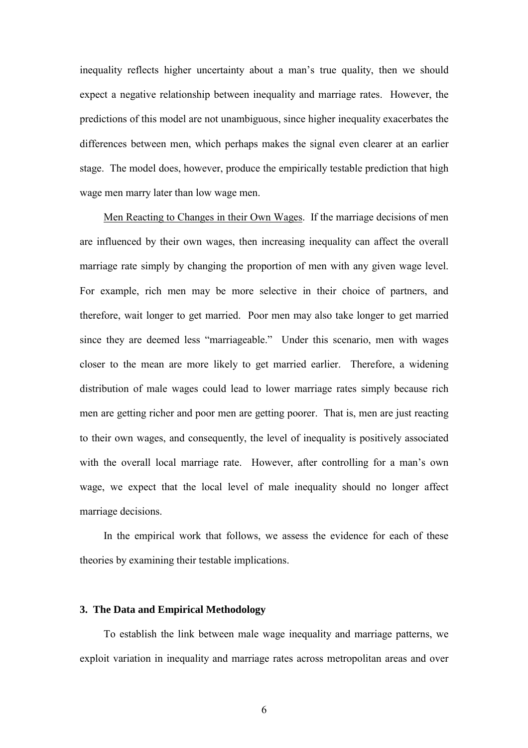inequality reflects higher uncertainty about a man's true quality, then we should expect a negative relationship between inequality and marriage rates. However, the predictions of this model are not unambiguous, since higher inequality exacerbates the differences between men, which perhaps makes the signal even clearer at an earlier stage. The model does, however, produce the empirically testable prediction that high wage men marry later than low wage men.

Men Reacting to Changes in their Own Wages. If the marriage decisions of men are influenced by their own wages, then increasing inequality can affect the overall marriage rate simply by changing the proportion of men with any given wage level. For example, rich men may be more selective in their choice of partners, and therefore, wait longer to get married. Poor men may also take longer to get married since they are deemed less "marriageable." Under this scenario, men with wages closer to the mean are more likely to get married earlier. Therefore, a widening distribution of male wages could lead to lower marriage rates simply because rich men are getting richer and poor men are getting poorer. That is, men are just reacting to their own wages, and consequently, the level of inequality is positively associated with the overall local marriage rate. However, after controlling for a man's own wage, we expect that the local level of male inequality should no longer affect marriage decisions.

In the empirical work that follows, we assess the evidence for each of these theories by examining their testable implications.

### 3. The Data and Empirical Methodology

To establish the link between male wage inequality and marriage patterns, we exploit variation in inequality and marriage rates across metropolitan areas and over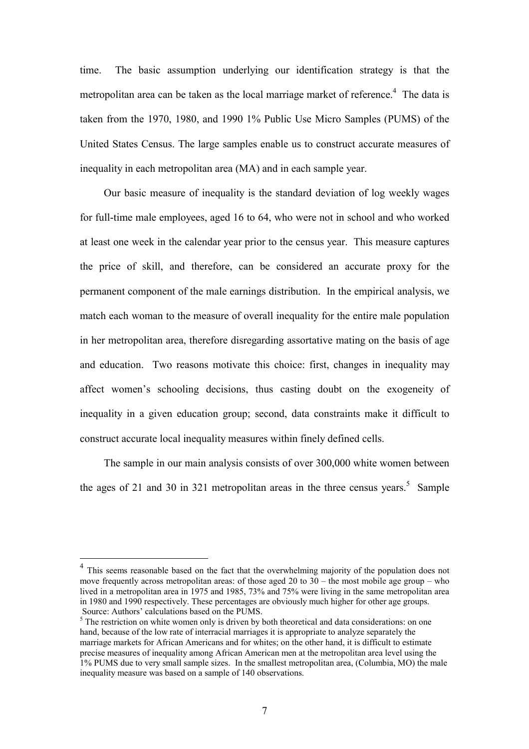time. The basic assumption underlying our identification strategy is that the metropolitan area can be taken as the local marriage market of reference.[4] The data is taken from the 1970, 1980, and 1990 1% Public Use Micro Samples (PUMS) of the United States Census. The large samples enable us to construct accurate measures of inequality in each metropolitan area (MA) and in each sample year.

Our basic measure of inequality is the standard deviation of log weekly wages for full-time male employees, aged 16 to 64, who were not in school and who worked at least one week in the calendar year prior to the census year. This measure captures the price of skill, and therefore, can be considered an accurate proxy for the permanent component of the male earnings distribution. In the empirical analysis, we match each woman to the measure of overall inequality for the entire male population in her metropolitan area, therefore disregarding assortative mating on the basis of age and education. Two reasons motivate this choice: first, changes in inequality may affect women's schooling decisions, thus casting doubt on the exogeneity of inequality in a given education group; second, data constraints make it difficult to construct accurate local inequality measures within finely defined cells.

The sample in our main analysis consists of over 300,000 white women between the ages of 21 and 30 in 321 metropolitan areas in the three census years.[5] Sample

---

[4] This seems reasonable based on the fact that the overwhelming majority of the population does not move frequently across metropolitan areas: of those aged 20 to 30 – the most mobile age group – who lived in a metropolitan area in 1975 and 1985, 73% and 75% were living in the same metropolitan area in 1980 and 1990 respectively. These percentages are obviously much higher for other age groups. Source: Authors' calculations based on the PUMS.

[5] The restriction on white women only is driven by both theoretical and data considerations: on one hand, because of the low rate of interracial marriages it is appropriate to analyze separately the marriage markets for African Americans and for whites; on the other hand, it is difficult to estimate precise measures of inequality among African American men at the metropolitan area level using the 1% PUMS due to very small sample sizes. In the smallest metropolitan area, (Columbia, MO) the male inequality measure was based on a sample of 140 observations.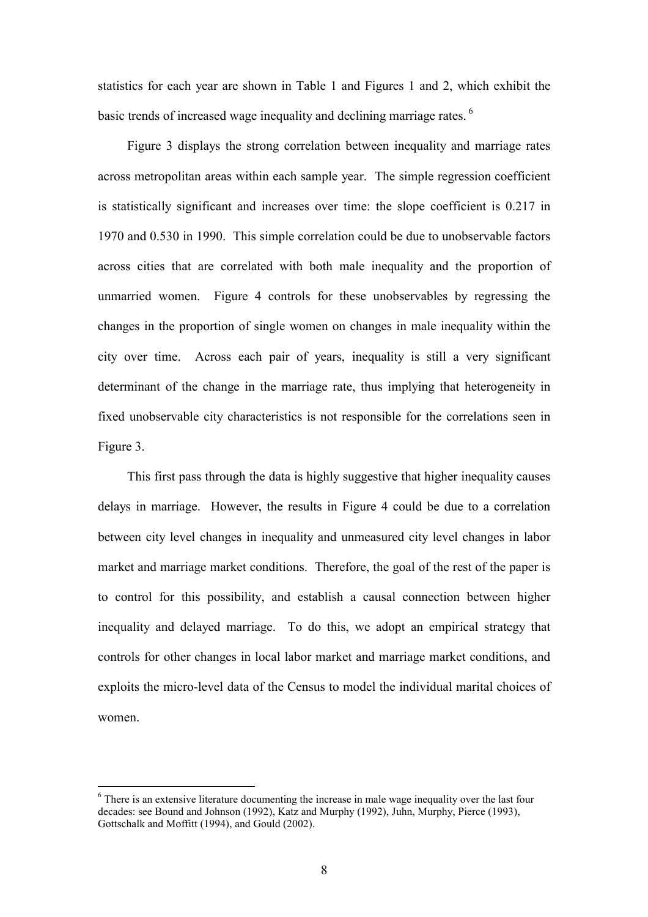statistics for each year are shown in Table 1 and Figures 1 and 2, which exhibit the basic trends of increased wage inequality and declining marriage rates. [6]

Figure 3 displays the strong correlation between inequality and marriage rates across metropolitan areas within each sample year. The simple regression coefficient is statistically significant and increases over time: the slope coefficient is 0.217 in 1970 and 0.530 in 1990. This simple correlation could be due to unobservable factors across cities that are correlated with both male inequality and the proportion of unmarried women. Figure 4 controls for these unobservables by regressing the changes in the proportion of single women on changes in male inequality within the city over time. Across each pair of years, inequality is still a very significant determinant of the change in the marriage rate, thus implying that heterogeneity in fixed unobservable city characteristics is not responsible for the correlations seen in Figure 3.

This first pass through the data is highly suggestive that higher inequality causes delays in marriage. However, the results in Figure 4 could be due to a correlation between city level changes in inequality and unmeasured city level changes in labor market and marriage market conditions. Therefore, the goal of the rest of the paper is to control for this possibility, and establish a causal connection between higher inequality and delayed marriage. To do this, we adopt an empirical strategy that controls for other changes in local labor market and marriage market conditions, and exploits the micro-level data of the Census to model the individual marital choices of women.

[6] There is an extensive literature documenting the increase in male wage inequality over the last four decades: see Bound and Johnson (1992), Katz and Murphy (1992), Juhn, Murphy, Pierce (1993), Gottschalk and Moffitt (1994), and Gould (2002).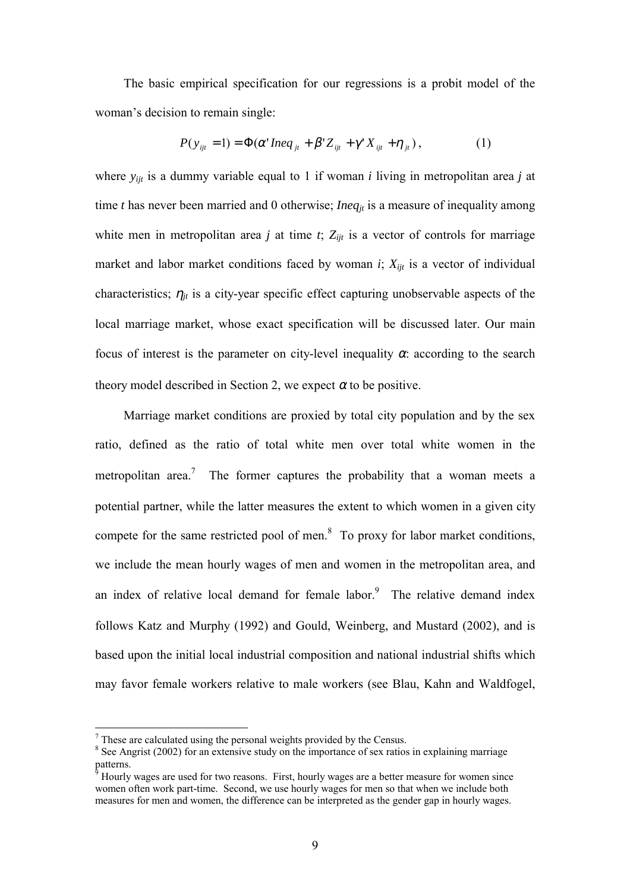The basic empirical specification for our regressions is a probit model of the woman's decision to remain single:

$$P(y_{ijt} = 1) = \Phi(\alpha' Ineq_{jt} + \beta' Z_{ijt} + \gamma' X_{ijt} + \eta_{jt}), \qquad (1)$$

where $y_{ijt}$ is a dummy variable equal to 1 if woman *i* living in metropolitan area *j* at time *t* has never been married and 0 otherwise; $Ineq_{jt}$ is a measure of inequality among white men in metropolitan area *j* at time *t*; $Z_{ijt}$ is a vector of controls for marriage market and labor market conditions faced by woman *i*; $X_{ijt}$ is a vector of individual characteristics; $\eta_{jt}$ is a city-year specific effect capturing unobservable aspects of the local marriage market, whose exact specification will be discussed later. Our main focus of interest is the parameter on city-level inequality $\alpha$: according to the search theory model described in Section 2, we expect $\alpha$ to be positive.

Marriage market conditions are proxied by total city population and by the sex ratio, defined as the ratio of total white men over total white women in the metropolitan area.[7] The former captures the probability that a woman meets a potential partner, while the latter measures the extent to which women in a given city compete for the same restricted pool of men.[8] To proxy for labor market conditions, we include the mean hourly wages of men and women in the metropolitan area, and an index of relative local demand for female labor.[9] The relative demand index follows Katz and Murphy (1992) and Gould, Weinberg, and Mustard (2002), and is based upon the initial local industrial composition and national industrial shifts which may favor female workers relative to male workers (see Blau, Kahn and Waldfogel,

---

[7] These are calculated using the personal weights provided by the Census.

[8] See Angrist (2002) for an extensive study on the importance of sex ratios in explaining marriage patterns.

[9] Hourly wages are used for two reasons. First, hourly wages are a better measure for women since women often work part-time. Second, we use hourly wages for men so that when we include both measures for men and women, the difference can be interpreted as the gender gap in hourly wages.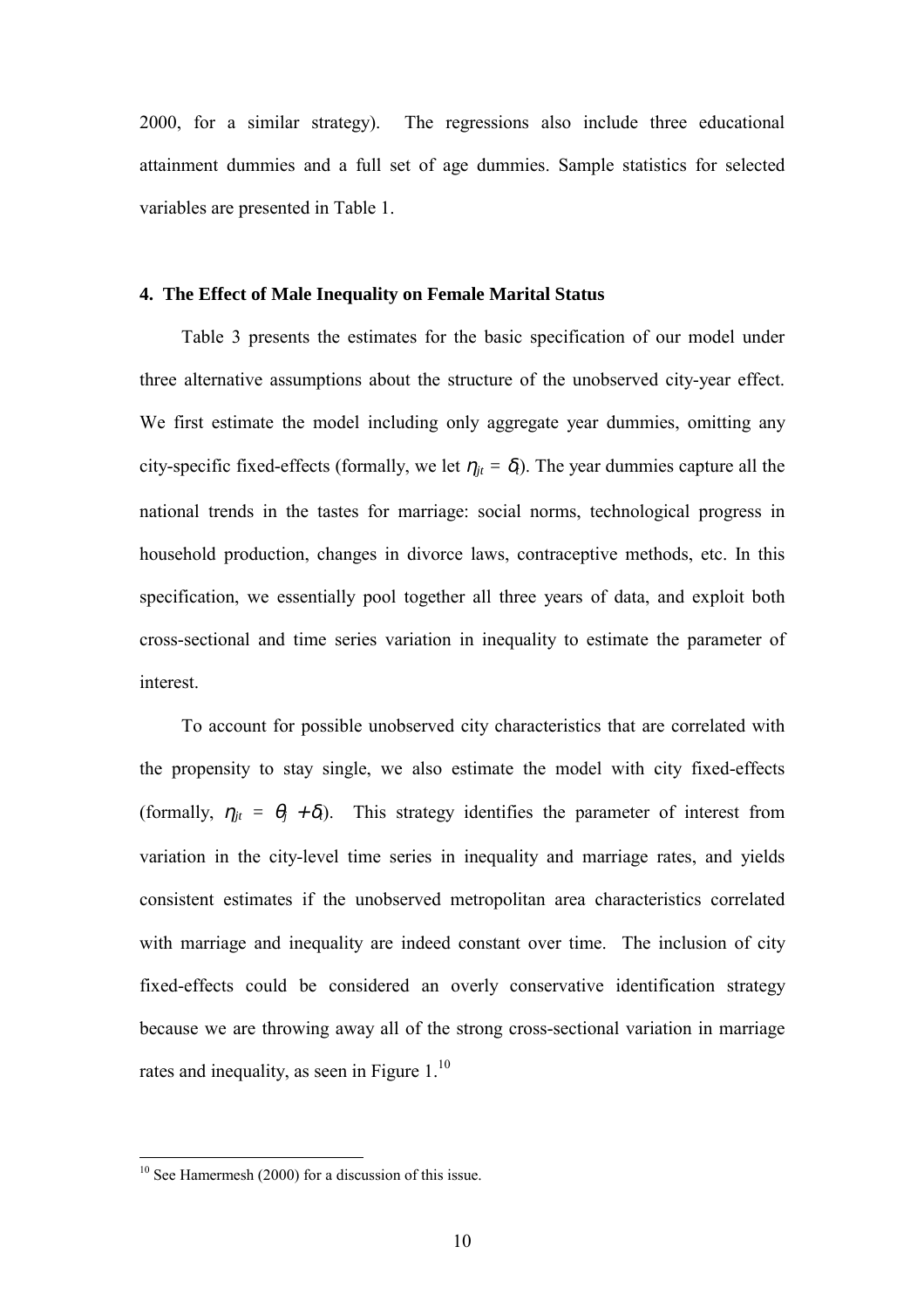2000, for a similar strategy). The regressions also include three educational attainment dummies and a full set of age dummies. Sample statistics for selected variables are presented in Table 1.

## 4. The Effect of Male Inequality on Female Marital Status

Table 3 presents the estimates for the basic specification of our model under three alternative assumptions about the structure of the unobserved city-year effect. We first estimate the model including only aggregate year dummies, omitting any city-specific fixed-effects (formally, we let $\eta_{jt} = \delta_t$). The year dummies capture all the national trends in the tastes for marriage: social norms, technological progress in household production, changes in divorce laws, contraceptive methods, etc. In this specification, we essentially pool together all three years of data, and exploit both cross-sectional and time series variation in inequality to estimate the parameter of interest.

To account for possible unobserved city characteristics that are correlated with the propensity to stay single, we also estimate the model with city fixed-effects (formally, $\eta_{jt} = \theta_j + \delta_t$). This strategy identifies the parameter of interest from variation in the city-level time series in inequality and marriage rates, and yields consistent estimates if the unobserved metropolitan area characteristics correlated with marriage and inequality are indeed constant over time. The inclusion of city fixed-effects could be considered an overly conservative identification strategy because we are throwing away all of the strong cross-sectional variation in marriage rates and inequality, as seen in Figure 1.[10]

---

[10] See Hamermesh (2000) for a discussion of this issue.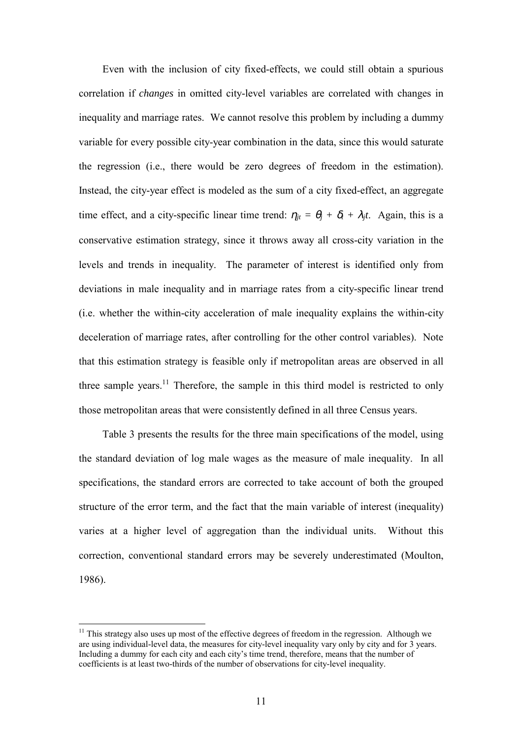Even with the inclusion of city fixed-effects, we could still obtain a spurious correlation if *changes* in omitted city-level variables are correlated with changes in inequality and marriage rates. We cannot resolve this problem by including a dummy variable for every possible city-year combination in the data, since this would saturate the regression (i.e., there would be zero degrees of freedom in the estimation). Instead, the city-year effect is modeled as the sum of a city fixed-effect, an aggregate time effect, and a city-specific linear time trend: $\eta_{jt} = \theta_j + \delta_t + \lambda_j t$. Again, this is a conservative estimation strategy, since it throws away all cross-city variation in the levels and trends in inequality. The parameter of interest is identified only from deviations in male inequality and in marriage rates from a city-specific linear trend (i.e. whether the within-city acceleration of male inequality explains the within-city deceleration of marriage rates, after controlling for the other control variables). Note that this estimation strategy is feasible only if metropolitan areas are observed in all three sample years.[11] Therefore, the sample in this third model is restricted to only those metropolitan areas that were consistently defined in all three Census years.

Table 3 presents the results for the three main specifications of the model, using the standard deviation of log male wages as the measure of male inequality. In all specifications, the standard errors are corrected to take account of both the grouped structure of the error term, and the fact that the main variable of interest (inequality) varies at a higher level of aggregation than the individual units. Without this correction, conventional standard errors may be severely underestimated (Moulton, 1986).

[11] This strategy also uses up most of the effective degrees of freedom in the regression. Although we are using individual-level data, the measures for city-level inequality vary only by city and for 3 years. Including a dummy for each city and each city's time trend, therefore, means that the number of coefficients is at least two-thirds of the number of observations for city-level inequality.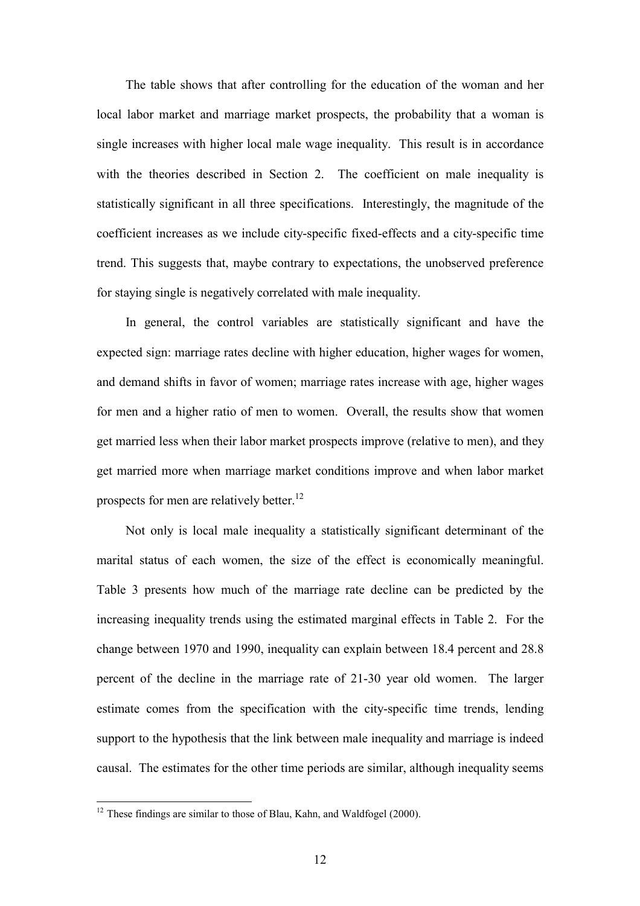The table shows that after controlling for the education of the woman and her local labor market and marriage market prospects, the probability that a woman is single increases with higher local male wage inequality. This result is in accordance with the theories described in Section 2. The coefficient on male inequality is statistically significant in all three specifications. Interestingly, the magnitude of the coefficient increases as we include city-specific fixed-effects and a city-specific time trend. This suggests that, maybe contrary to expectations, the unobserved preference for staying single is negatively correlated with male inequality.

In general, the control variables are statistically significant and have the expected sign: marriage rates decline with higher education, higher wages for women, and demand shifts in favor of women; marriage rates increase with age, higher wages for men and a higher ratio of men to women. Overall, the results show that women get married less when their labor market prospects improve (relative to men), and they get married more when marriage market conditions improve and when labor market prospects for men are relatively better.[12]

Not only is local male inequality a statistically significant determinant of the marital status of each women, the size of the effect is economically meaningful. Table 3 presents how much of the marriage rate decline can be predicted by the increasing inequality trends using the estimated marginal effects in Table 2. For the change between 1970 and 1990, inequality can explain between 18.4 percent and 28.8 percent of the decline in the marriage rate of 21-30 year old women. The larger estimate comes from the specification with the city-specific time trends, lending support to the hypothesis that the link between male inequality and marriage is indeed causal. The estimates for the other time periods are similar, although inequality seems

[12] These findings are similar to those of Blau, Kahn, and Waldfogel (2000).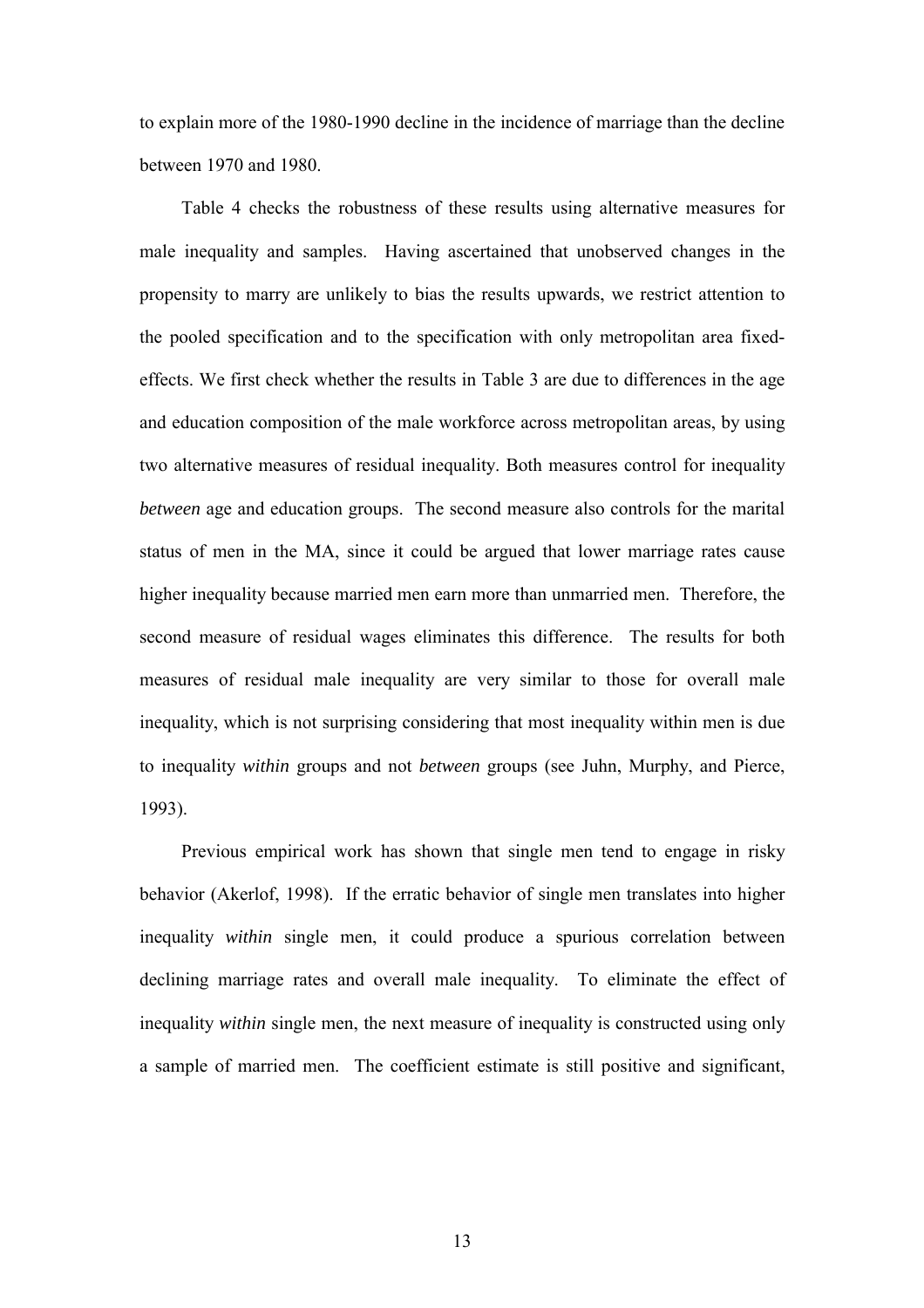to explain more of the 1980-1990 decline in the incidence of marriage than the decline between 1970 and 1980.

Table 4 checks the robustness of these results using alternative measures for male inequality and samples. Having ascertained that unobserved changes in the propensity to marry are unlikely to bias the results upwards, we restrict attention to the pooled specification and to the specification with only metropolitan area fixed-effects. We first check whether the results in Table 3 are due to differences in the age and education composition of the male workforce across metropolitan areas, by using two alternative measures of residual inequality. Both measures control for inequality *between* age and education groups. The second measure also controls for the marital status of men in the MA, since it could be argued that lower marriage rates cause higher inequality because married men earn more than unmarried men. Therefore, the second measure of residual wages eliminates this difference. The results for both measures of residual male inequality are very similar to those for overall male inequality, which is not surprising considering that most inequality within men is due to inequality *within* groups and not *between* groups (see Juhn, Murphy, and Pierce, 1993).

Previous empirical work has shown that single men tend to engage in risky behavior (Akerlof, 1998). If the erratic behavior of single men translates into higher inequality *within* single men, it could produce a spurious correlation between declining marriage rates and overall male inequality. To eliminate the effect of inequality *within* single men, the next measure of inequality is constructed using only a sample of married men. The coefficient estimate is still positive and significant,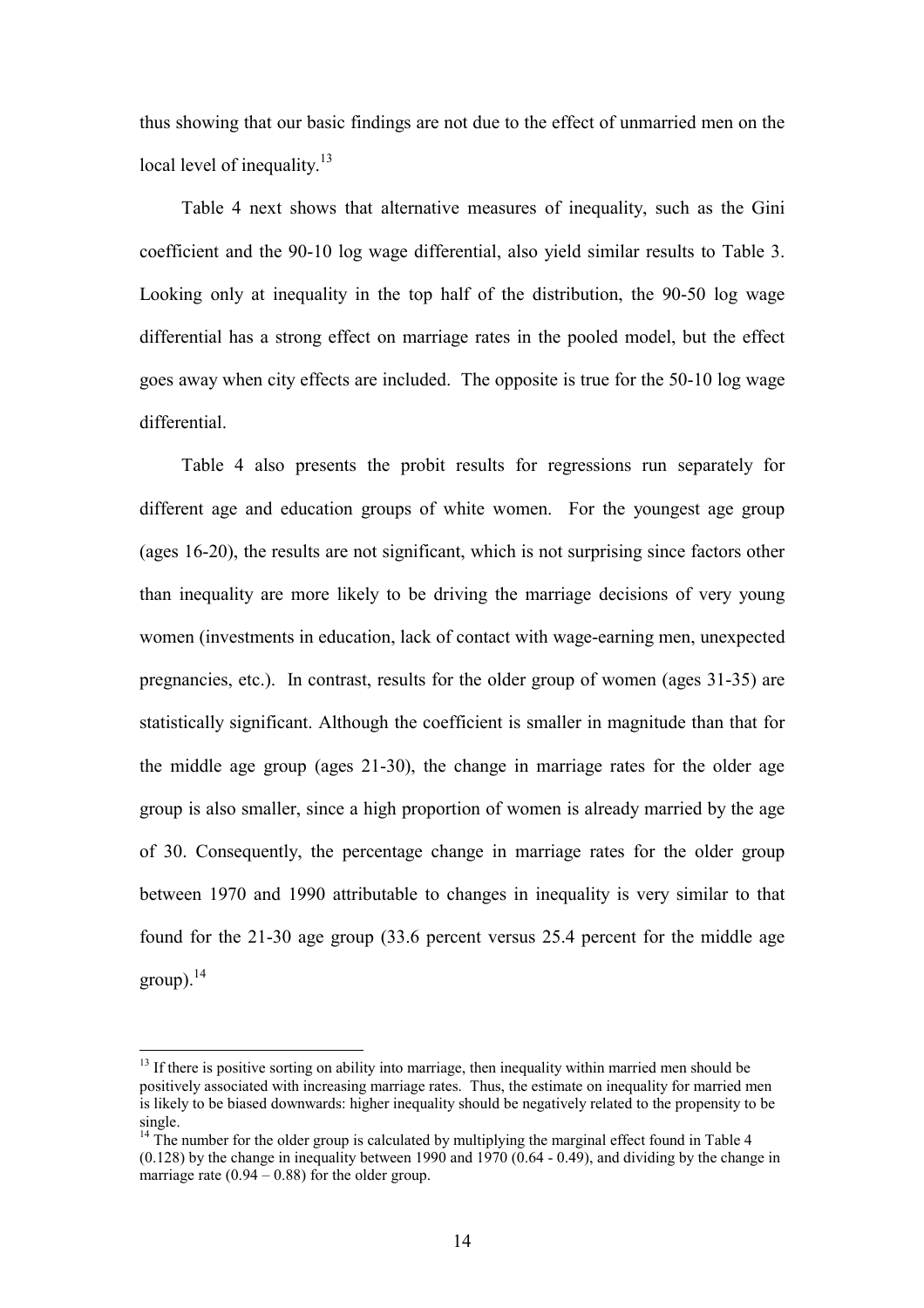thus showing that our basic findings are not due to the effect of unmarried men on the local level of inequality.[13]

Table 4 next shows that alternative measures of inequality, such as the Gini coefficient and the 90-10 log wage differential, also yield similar results to Table 3. Looking only at inequality in the top half of the distribution, the 90-50 log wage differential has a strong effect on marriage rates in the pooled model, but the effect goes away when city effects are included. The opposite is true for the 50-10 log wage differential.

Table 4 also presents the probit results for regressions run separately for different age and education groups of white women. For the youngest age group (ages 16-20), the results are not significant, which is not surprising since factors other than inequality are more likely to be driving the marriage decisions of very young women (investments in education, lack of contact with wage-earning men, unexpected pregnancies, etc.). In contrast, results for the older group of women (ages 31-35) are statistically significant. Although the coefficient is smaller in magnitude than that for the middle age group (ages 21-30), the change in marriage rates for the older age group is also smaller, since a high proportion of women is already married by the age of 30. Consequently, the percentage change in marriage rates for the older group between 1970 and 1990 attributable to changes in inequality is very similar to that found for the 21-30 age group (33.6 percent versus 25.4 percent for the middle age group).[14]

---

[13] If there is positive sorting on ability into marriage, then inequality within married men should be positively associated with increasing marriage rates. Thus, the estimate on inequality for married men is likely to be biased downwards: higher inequality should be negatively related to the propensity to be single.

[14] The number for the older group is calculated by multiplying the marginal effect found in Table 4 (0.128) by the change in inequality between 1990 and 1970 (0.64 - 0.49), and dividing by the change in marriage rate (0.94 – 0.88) for the older group.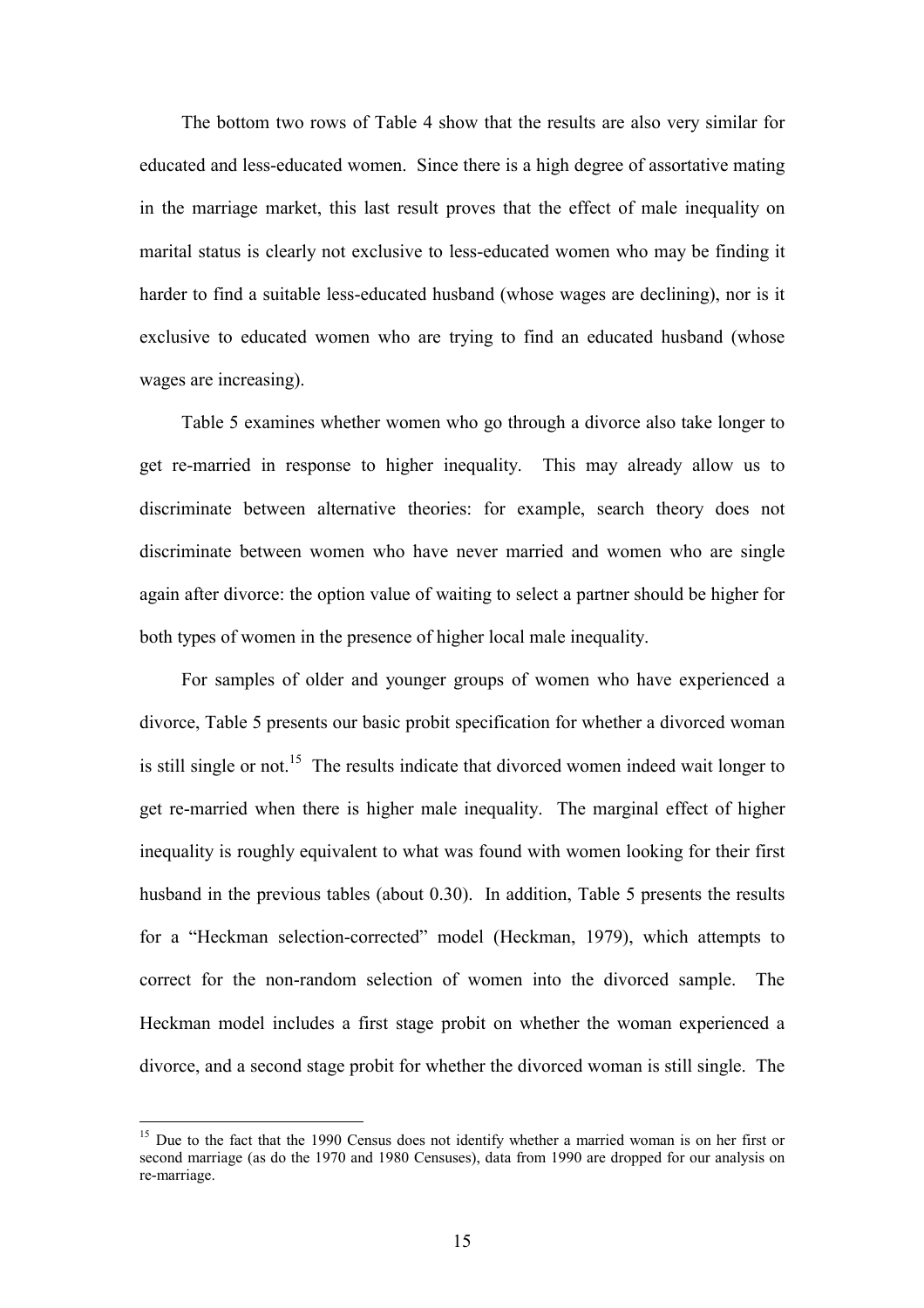The bottom two rows of Table 4 show that the results are also very similar for educated and less-educated women. Since there is a high degree of assortative mating in the marriage market, this last result proves that the effect of male inequality on marital status is clearly not exclusive to less-educated women who may be finding it harder to find a suitable less-educated husband (whose wages are declining), nor is it exclusive to educated women who are trying to find an educated husband (whose wages are increasing).

Table 5 examines whether women who go through a divorce also take longer to get re-married in response to higher inequality. This may already allow us to discriminate between alternative theories: for example, search theory does not discriminate between women who have never married and women who are single again after divorce: the option value of waiting to select a partner should be higher for both types of women in the presence of higher local male inequality.

For samples of older and younger groups of women who have experienced a divorce, Table 5 presents our basic probit specification for whether a divorced woman is still single or not.[15] The results indicate that divorced women indeed wait longer to get re-married when there is higher male inequality. The marginal effect of higher inequality is roughly equivalent to what was found with women looking for their first husband in the previous tables (about 0.30). In addition, Table 5 presents the results for a "Heckman selection-corrected" model (Heckman, 1979), which attempts to correct for the non-random selection of women into the divorced sample. The Heckman model includes a first stage probit on whether the woman experienced a divorce, and a second stage probit for whether the divorced woman is still single. The

[15] Due to the fact that the 1990 Census does not identify whether a married woman is on her first or second marriage (as do the 1970 and 1980 Censuses), data from 1990 are dropped for our analysis on re-marriage.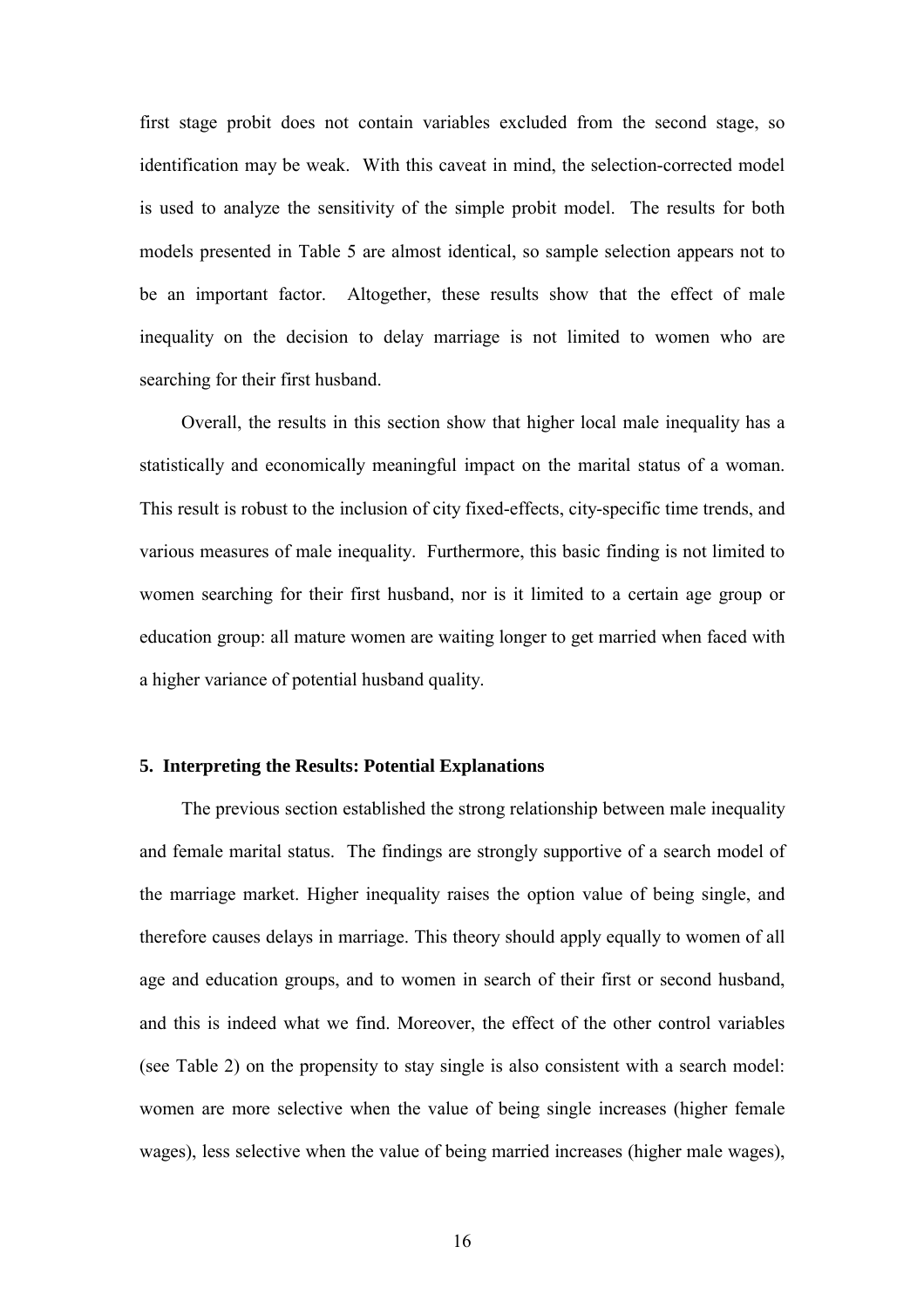first stage probit does not contain variables excluded from the second stage, so identification may be weak. With this caveat in mind, the selection-corrected model is used to analyze the sensitivity of the simple probit model. The results for both models presented in Table 5 are almost identical, so sample selection appears not to be an important factor. Altogether, these results show that the effect of male inequality on the decision to delay marriage is not limited to women who are searching for their first husband.

Overall, the results in this section show that higher local male inequality has a statistically and economically meaningful impact on the marital status of a woman. This result is robust to the inclusion of city fixed-effects, city-specific time trends, and various measures of male inequality. Furthermore, this basic finding is not limited to women searching for their first husband, nor is it limited to a certain age group or education group: all mature women are waiting longer to get married when faced with a higher variance of potential husband quality.

## 5. Interpreting the Results: Potential Explanations

The previous section established the strong relationship between male inequality and female marital status. The findings are strongly supportive of a search model of the marriage market. Higher inequality raises the option value of being single, and therefore causes delays in marriage. This theory should apply equally to women of all age and education groups, and to women in search of their first or second husband, and this is indeed what we find. Moreover, the effect of the other control variables (see Table 2) on the propensity to stay single is also consistent with a search model: women are more selective when the value of being single increases (higher female wages), less selective when the value of being married increases (higher male wages),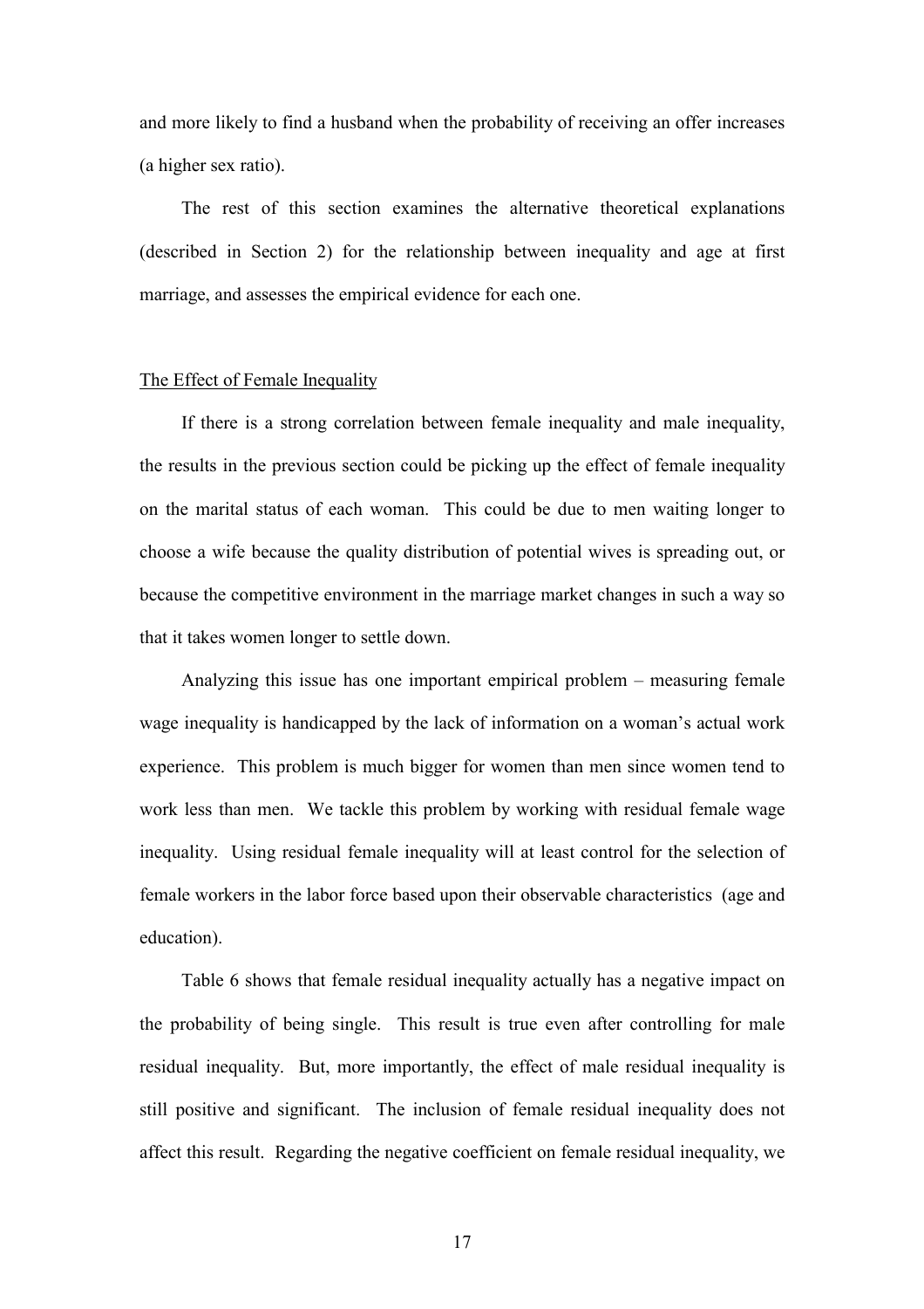and more likely to find a husband when the probability of receiving an offer increases (a higher sex ratio).

The rest of this section examines the alternative theoretical explanations (described in Section 2) for the relationship between inequality and age at first marriage, and assesses the empirical evidence for each one.

<u>The Effect of Female Inequality</u>

If there is a strong correlation between female inequality and male inequality, the results in the previous section could be picking up the effect of female inequality on the marital status of each woman. This could be due to men waiting longer to choose a wife because the quality distribution of potential wives is spreading out, or because the competitive environment in the marriage market changes in such a way so that it takes women longer to settle down.

Analyzing this issue has one important empirical problem – measuring female wage inequality is handicapped by the lack of information on a woman's actual work experience. This problem is much bigger for women than men since women tend to work less than men. We tackle this problem by working with residual female wage inequality. Using residual female inequality will at least control for the selection of female workers in the labor force based upon their observable characteristics (age and education).

Table 6 shows that female residual inequality actually has a negative impact on the probability of being single. This result is true even after controlling for male residual inequality. But, more importantly, the effect of male residual inequality is still positive and significant. The inclusion of female residual inequality does not affect this result. Regarding the negative coefficient on female residual inequality, we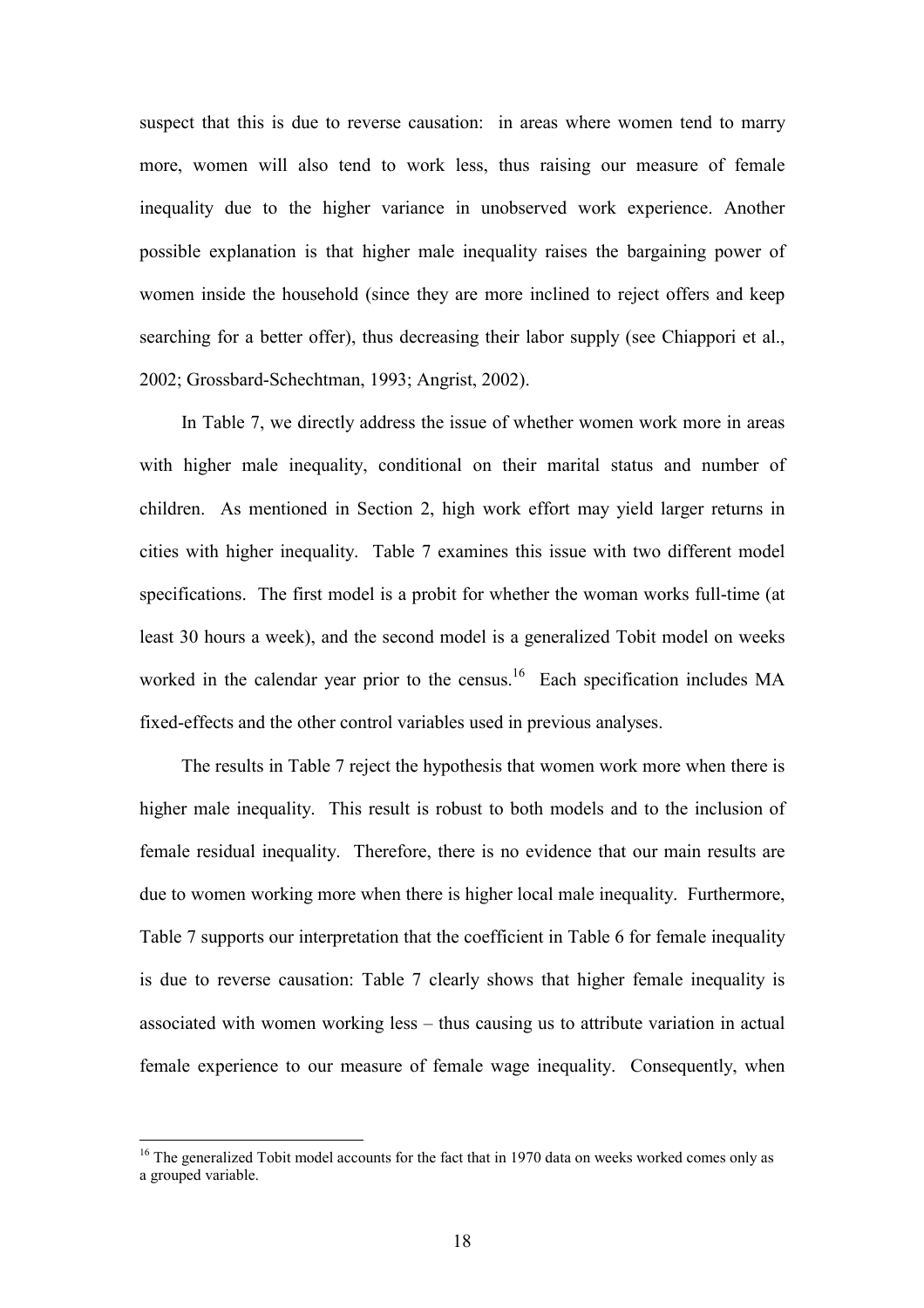suspect that this is due to reverse causation: in areas where women tend to marry more, women will also tend to work less, thus raising our measure of female inequality due to the higher variance in unobserved work experience. Another possible explanation is that higher male inequality raises the bargaining power of women inside the household (since they are more inclined to reject offers and keep searching for a better offer), thus decreasing their labor supply (see Chiappori et al., 2002; Grossbard-Schechtman, 1993; Angrist, 2002).

In Table 7, we directly address the issue of whether women work more in areas with higher male inequality, conditional on their marital status and number of children. As mentioned in Section 2, high work effort may yield larger returns in cities with higher inequality. Table 7 examines this issue with two different model specifications. The first model is a probit for whether the woman works full-time (at least 30 hours a week), and the second model is a generalized Tobit model on weeks worked in the calendar year prior to the census.[16] Each specification includes MA fixed-effects and the other control variables used in previous analyses.

The results in Table 7 reject the hypothesis that women work more when there is higher male inequality. This result is robust to both models and to the inclusion of female residual inequality. Therefore, there is no evidence that our main results are due to women working more when there is higher local male inequality. Furthermore, Table 7 supports our interpretation that the coefficient in Table 6 for female inequality is due to reverse causation: Table 7 clearly shows that higher female inequality is associated with women working less – thus causing us to attribute variation in actual female experience to our measure of female wage inequality. Consequently, when

[16] The generalized Tobit model accounts for the fact that in 1970 data on weeks worked comes only as a grouped variable.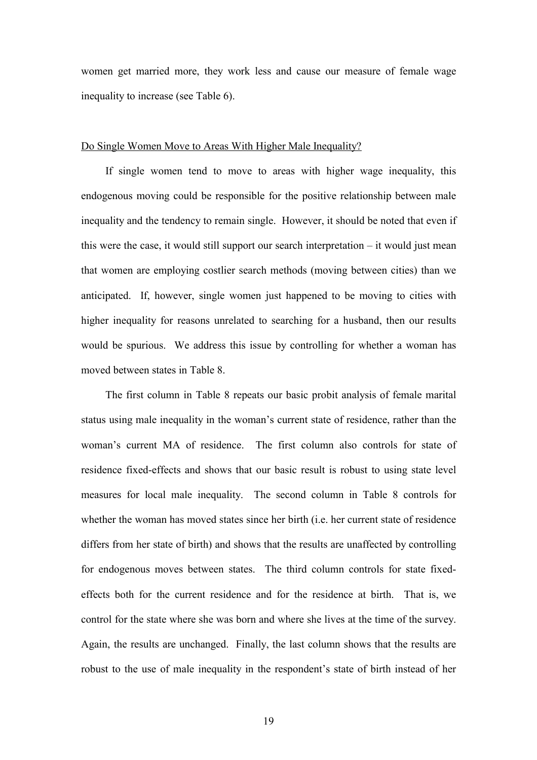women get married more, they work less and cause our measure of female wage inequality to increase (see Table 6).

<u>Do Single Women Move to Areas With Higher Male Inequality?</u>

If single women tend to move to areas with higher wage inequality, this endogenous moving could be responsible for the positive relationship between male inequality and the tendency to remain single. However, it should be noted that even if this were the case, it would still support our search interpretation – it would just mean that women are employing costlier search methods (moving between cities) than we anticipated. If, however, single women just happened to be moving to cities with higher inequality for reasons unrelated to searching for a husband, then our results would be spurious. We address this issue by controlling for whether a woman has moved between states in Table 8.

The first column in Table 8 repeats our basic probit analysis of female marital status using male inequality in the woman's current state of residence, rather than the woman's current MA of residence. The first column also controls for state of residence fixed-effects and shows that our basic result is robust to using state level measures for local male inequality. The second column in Table 8 controls for whether the woman has moved states since her birth (i.e. her current state of residence differs from her state of birth) and shows that the results are unaffected by controlling for endogenous moves between states. The third column controls for state fixed-effects both for the current residence and for the residence at birth. That is, we control for the state where she was born and where she lives at the time of the survey. Again, the results are unchanged. Finally, the last column shows that the results are robust to the use of male inequality in the respondent's state of birth instead of her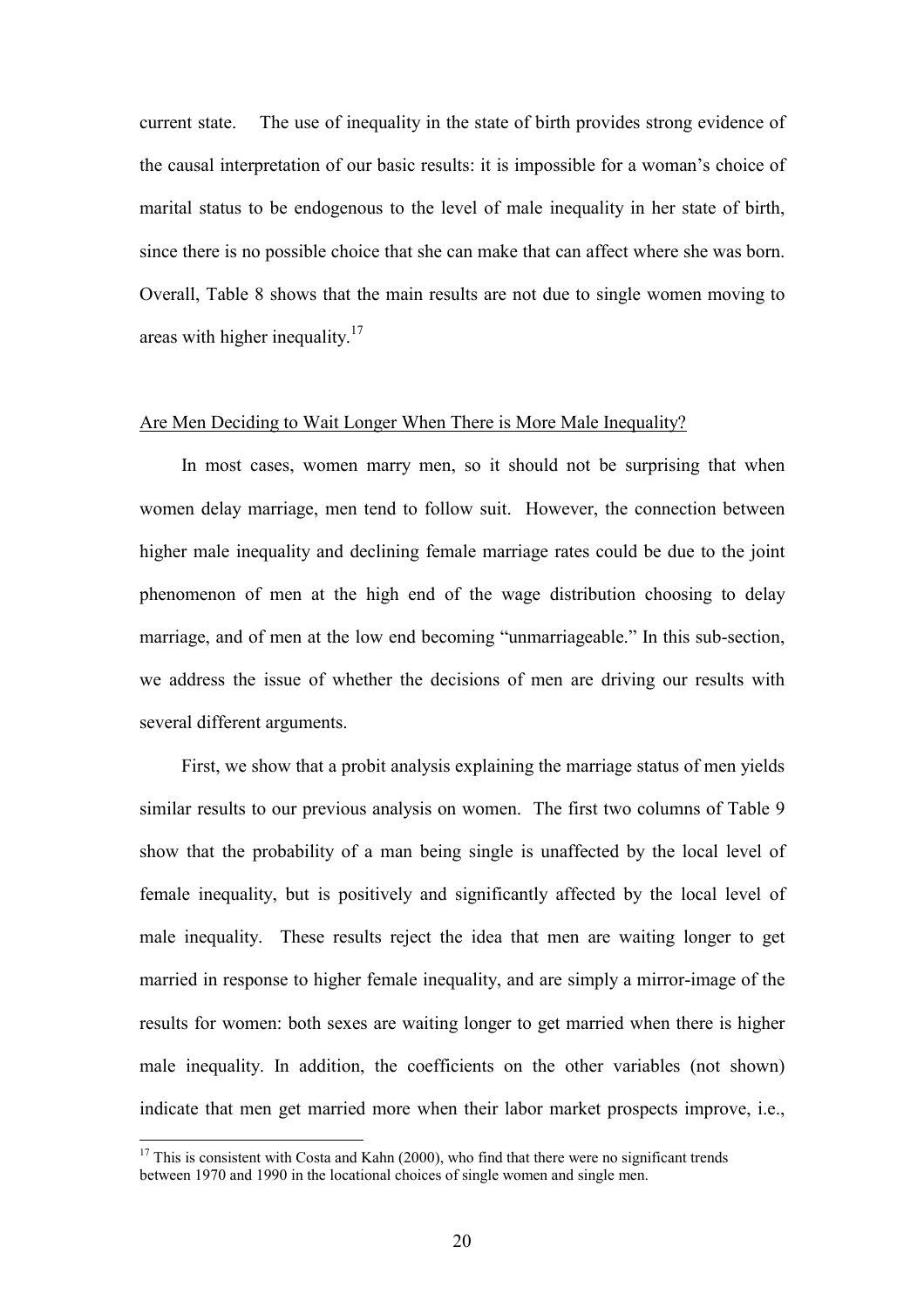current state. The use of inequality in the state of birth provides strong evidence of the causal interpretation of our basic results: it is impossible for a woman's choice of marital status to be endogenous to the level of male inequality in her state of birth, since there is no possible choice that she can make that can affect where she was born. Overall, Table 8 shows that the main results are not due to single women moving to areas with higher inequality.[17]

Are Men Deciding to Wait Longer When There is More Male Inequality?

In most cases, women marry men, so it should not be surprising that when women delay marriage, men tend to follow suit. However, the connection between higher male inequality and declining female marriage rates could be due to the joint phenomenon of men at the high end of the wage distribution choosing to delay marriage, and of men at the low end becoming "unmarriageable." In this sub-section, we address the issue of whether the decisions of men are driving our results with several different arguments.

First, we show that a probit analysis explaining the marriage status of men yields similar results to our previous analysis on women. The first two columns of Table 9 show that the probability of a man being single is unaffected by the local level of female inequality, but is positively and significantly affected by the local level of male inequality. These results reject the idea that men are waiting longer to get married in response to higher female inequality, and are simply a mirror-image of the results for women: both sexes are waiting longer to get married when there is higher male inequality. In addition, the coefficients on the other variables (not shown) indicate that men get married more when their labor market prospects improve, i.e.,

[17] This is consistent with Costa and Kahn (2000), who find that there were no significant trends between 1970 and 1990 in the locational choices of single women and single men.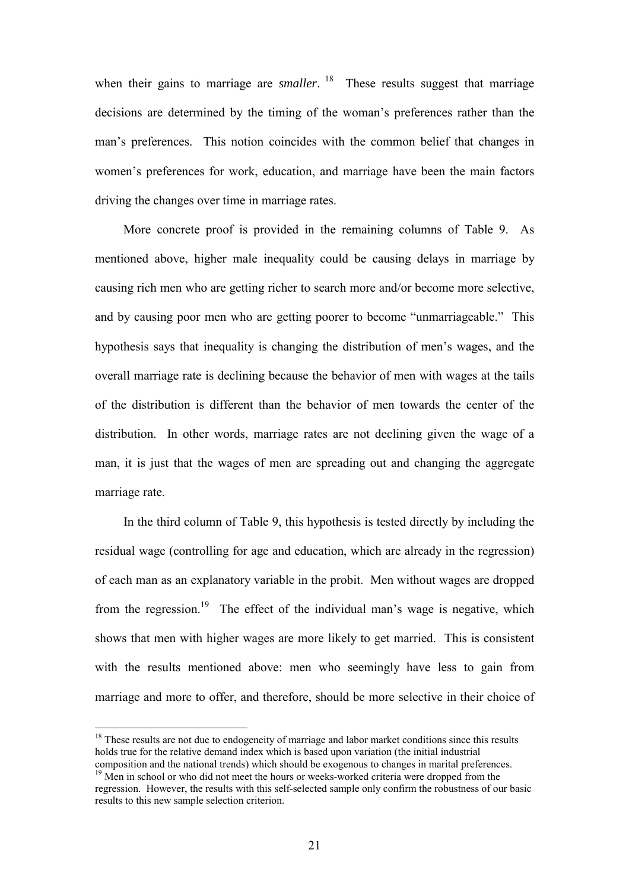when their gains to marriage are *smaller*.[18] These results suggest that marriage decisions are determined by the timing of the woman's preferences rather than the man's preferences. This notion coincides with the common belief that changes in women's preferences for work, education, and marriage have been the main factors driving the changes over time in marriage rates.

More concrete proof is provided in the remaining columns of Table 9. As mentioned above, higher male inequality could be causing delays in marriage by causing rich men who are getting richer to search more and/or become more selective, and by causing poor men who are getting poorer to become "unmarriageable." This hypothesis says that inequality is changing the distribution of men's wages, and the overall marriage rate is declining because the behavior of men with wages at the tails of the distribution is different than the behavior of men towards the center of the distribution. In other words, marriage rates are not declining given the wage of a man, it is just that the wages of men are spreading out and changing the aggregate marriage rate.

In the third column of Table 9, this hypothesis is tested directly by including the residual wage (controlling for age and education, which are already in the regression) of each man as an explanatory variable in the probit. Men without wages are dropped from the regression.[19] The effect of the individual man's wage is negative, which shows that men with higher wages are more likely to get married. This is consistent with the results mentioned above: men who seemingly have less to gain from marriage and more to offer, and therefore, should be more selective in their choice of

---

[18] These results are not due to endogeneity of marriage and labor market conditions since this results holds true for the relative demand index which is based upon variation (the initial industrial composition and the national trends) which should be exogenous to changes in marital preferences.

[19] Men in school or who did not meet the hours or weeks-worked criteria were dropped from the regression. However, the results with this self-selected sample only confirm the robustness of our basic results to this new sample selection criterion.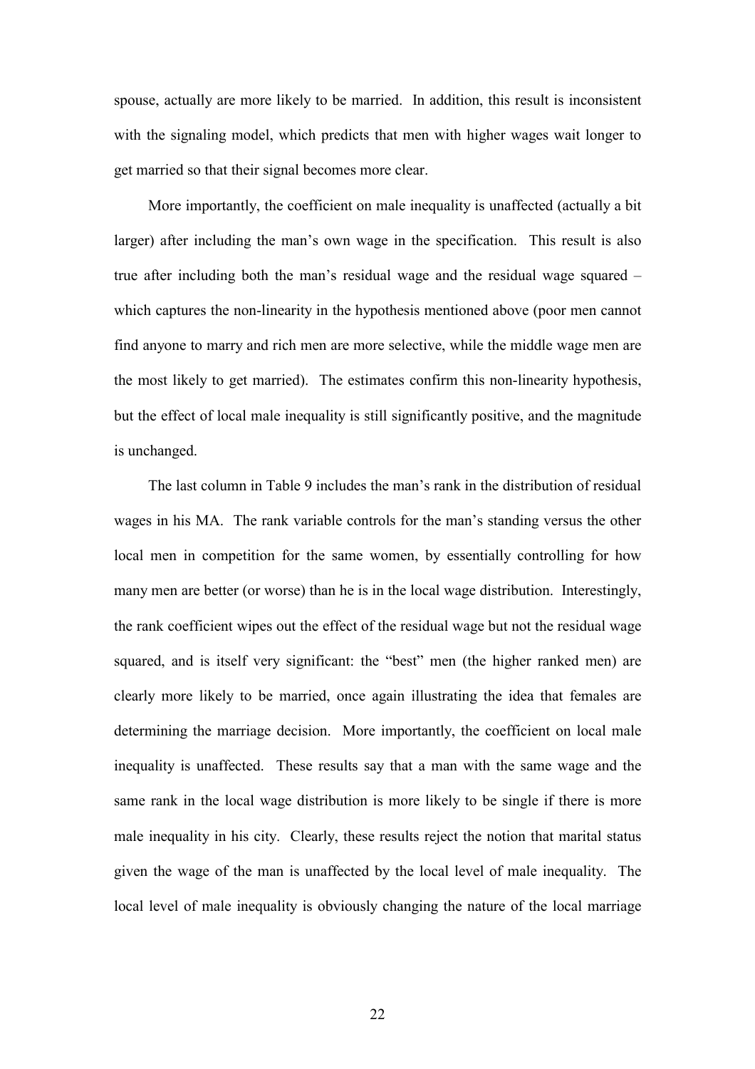spouse, actually are more likely to be married. In addition, this result is inconsistent with the signaling model, which predicts that men with higher wages wait longer to get married so that their signal becomes more clear.

More importantly, the coefficient on male inequality is unaffected (actually a bit larger) after including the man's own wage in the specification. This result is also true after including both the man's residual wage and the residual wage squared – which captures the non-linearity in the hypothesis mentioned above (poor men cannot find anyone to marry and rich men are more selective, while the middle wage men are the most likely to get married). The estimates confirm this non-linearity hypothesis, but the effect of local male inequality is still significantly positive, and the magnitude is unchanged.

The last column in Table 9 includes the man's rank in the distribution of residual wages in his MA. The rank variable controls for the man's standing versus the other local men in competition for the same women, by essentially controlling for how many men are better (or worse) than he is in the local wage distribution. Interestingly, the rank coefficient wipes out the effect of the residual wage but not the residual wage squared, and is itself very significant: the "best" men (the higher ranked men) are clearly more likely to be married, once again illustrating the idea that females are determining the marriage decision. More importantly, the coefficient on local male inequality is unaffected. These results say that a man with the same wage and the same rank in the local wage distribution is more likely to be single if there is more male inequality in his city. Clearly, these results reject the notion that marital status given the wage of the man is unaffected by the local level of male inequality. The local level of male inequality is obviously changing the nature of the local marriage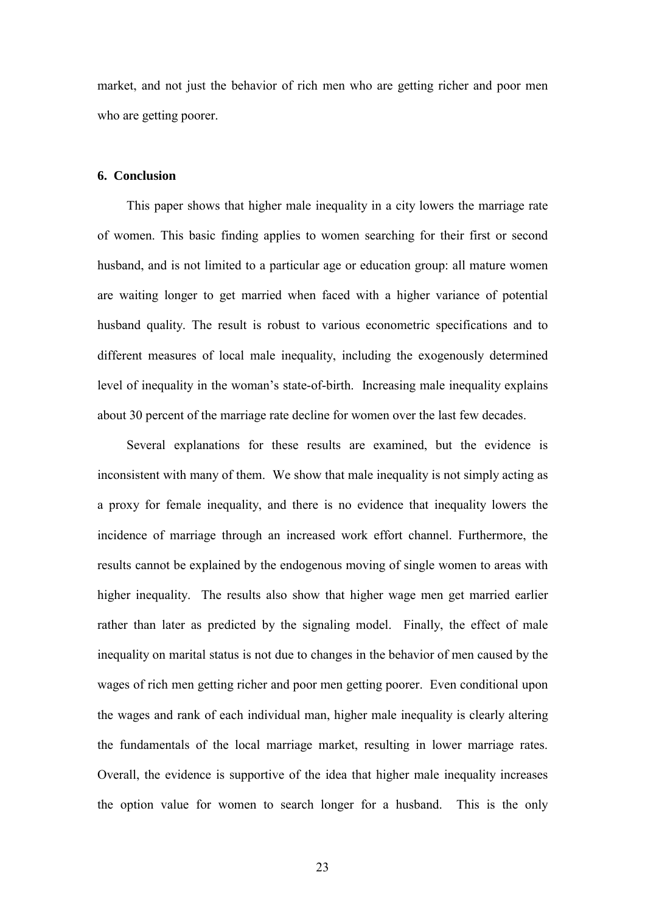market, and not just the behavior of rich men who are getting richer and poor men who are getting poorer.

## 6. Conclusion

This paper shows that higher male inequality in a city lowers the marriage rate of women. This basic finding applies to women searching for their first or second husband, and is not limited to a particular age or education group: all mature women are waiting longer to get married when faced with a higher variance of potential husband quality. The result is robust to various econometric specifications and to different measures of local male inequality, including the exogenously determined level of inequality in the woman's state-of-birth. Increasing male inequality explains about 30 percent of the marriage rate decline for women over the last few decades.

Several explanations for these results are examined, but the evidence is inconsistent with many of them. We show that male inequality is not simply acting as a proxy for female inequality, and there is no evidence that inequality lowers the incidence of marriage through an increased work effort channel. Furthermore, the results cannot be explained by the endogenous moving of single women to areas with higher inequality. The results also show that higher wage men get married earlier rather than later as predicted by the signaling model. Finally, the effect of male inequality on marital status is not due to changes in the behavior of men caused by the wages of rich men getting richer and poor men getting poorer. Even conditional upon the wages and rank of each individual man, higher male inequality is clearly altering the fundamentals of the local marriage market, resulting in lower marriage rates. Overall, the evidence is supportive of the idea that higher male inequality increases the option value for women to search longer for a husband. This is the only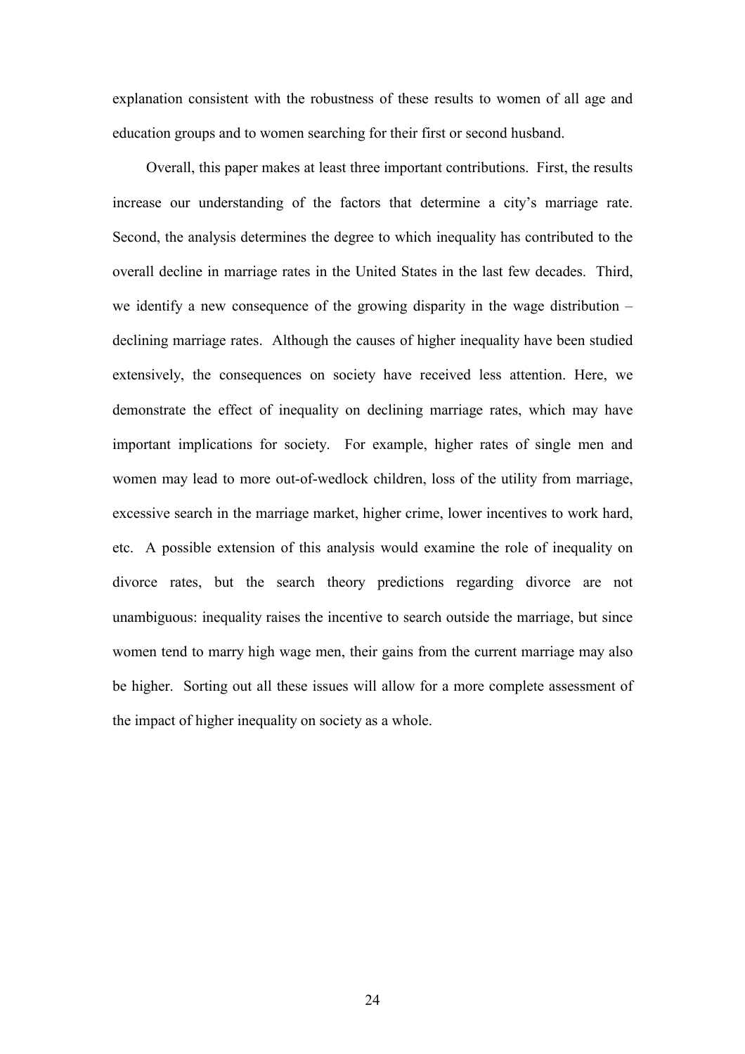explanation consistent with the robustness of these results to women of all age and education groups and to women searching for their first or second husband.

Overall, this paper makes at least three important contributions. First, the results increase our understanding of the factors that determine a city's marriage rate. Second, the analysis determines the degree to which inequality has contributed to the overall decline in marriage rates in the United States in the last few decades. Third, we identify a new consequence of the growing disparity in the wage distribution – declining marriage rates. Although the causes of higher inequality have been studied extensively, the consequences on society have received less attention. Here, we demonstrate the effect of inequality on declining marriage rates, which may have important implications for society. For example, higher rates of single men and women may lead to more out-of-wedlock children, loss of the utility from marriage, excessive search in the marriage market, higher crime, lower incentives to work hard, etc. A possible extension of this analysis would examine the role of inequality on divorce rates, but the search theory predictions regarding divorce are not unambiguous: inequality raises the incentive to search outside the marriage, but since women tend to marry high wage men, their gains from the current marriage may also be higher. Sorting out all these issues will allow for a more complete assessment of the impact of higher inequality on society as a whole.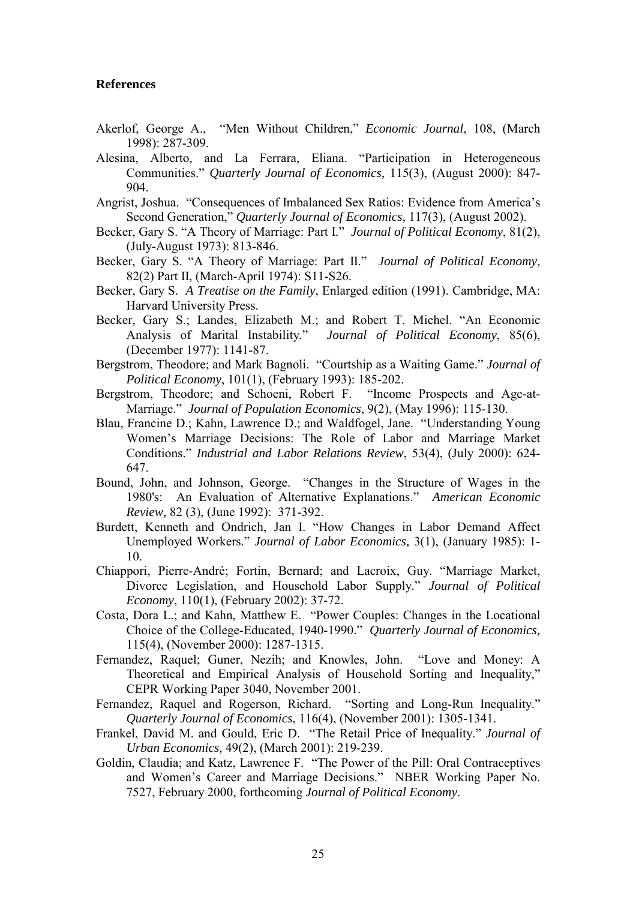**References**

Akerlof, George A., "Men Without Children," *Economic Journal*, 108, (March 1998): 287-309.

Alesina, Alberto, and La Ferrara, Eliana. "Participation in Heterogeneous Communities." *Quarterly Journal of Economics,* 115(3), (August 2000): 847-904.

Angrist, Joshua. "Consequences of Imbalanced Sex Ratios: Evidence from America's Second Generation," *Quarterly Journal of Economics,* 117(3), (August 2002).

Becker, Gary S. "A Theory of Marriage: Part I." *Journal of Political Economy*, 81(2), (July-August 1973): 813-846.

Becker, Gary S. "A Theory of Marriage: Part II." *Journal of Political Economy*, 82(2) Part II, (March-April 1974): S11-S26.

Becker, Gary S. *A Treatise on the Family*, Enlarged edition (1991). Cambridge, MA: Harvard University Press.

Becker, Gary S.; Landes, Elizabeth M.; and Robert T. Michel. "An Economic Analysis of Marital Instability." *Journal of Political Economy*, 85(6), (December 1977): 1141-87.

Bergstrom, Theodore; and Mark Bagnoli. "Courtship as a Waiting Game." *Journal of Political Economy*, 101(1), (February 1993): 185-202.

Bergstrom, Theodore; and Schoeni, Robert F. "Income Prospects and Age-at-Marriage." *Journal of Population Economics*, 9(2), (May 1996): 115-130.

Blau, Francine D.; Kahn, Lawrence D.; and Waldfogel, Jane. "Understanding Young Women's Marriage Decisions: The Role of Labor and Marriage Market Conditions." *Industrial and Labor Relations Review*, 53(4), (July 2000): 624-647.

Bound, John, and Johnson, George. "Changes in the Structure of Wages in the 1980's: An Evaluation of Alternative Explanations." *American Economic Review,* 82 (3), (June 1992): 371-392.

Burdett, Kenneth and Ondrich, Jan I. "How Changes in Labor Demand Affect Unemployed Workers." *Journal of Labor Economics,* 3(1), (January 1985): 1-10.

Chiappori, Pierre-André; Fortin, Bernard; and Lacroix, Guy. "Marriage Market, Divorce Legislation, and Household Labor Supply." *Journal of Political Economy*, 110(1), (February 2002): 37-72.

Costa, Dora L.; and Kahn, Matthew E. "Power Couples: Changes in the Locational Choice of the College-Educated, 1940-1990." *Quarterly Journal of Economics,* 115(4), (November 2000): 1287-1315.

Fernandez, Raquel; Guner, Nezih; and Knowles, John. "Love and Money: A Theoretical and Empirical Analysis of Household Sorting and Inequality," CEPR Working Paper 3040, November 2001.

Fernandez, Raquel and Rogerson, Richard. "Sorting and Long-Run Inequality." *Quarterly Journal of Economics*, 116(4), (November 2001): 1305-1341.

Frankel, David M. and Gould, Eric D. "The Retail Price of Inequality." *Journal of Urban Economics,* 49(2), (March 2001): 219-239.

Goldin, Claudia; and Katz, Lawrence F. "The Power of the Pill: Oral Contraceptives and Women's Career and Marriage Decisions." NBER Working Paper No. 7527, February 2000, forthcoming *Journal of Political Economy*.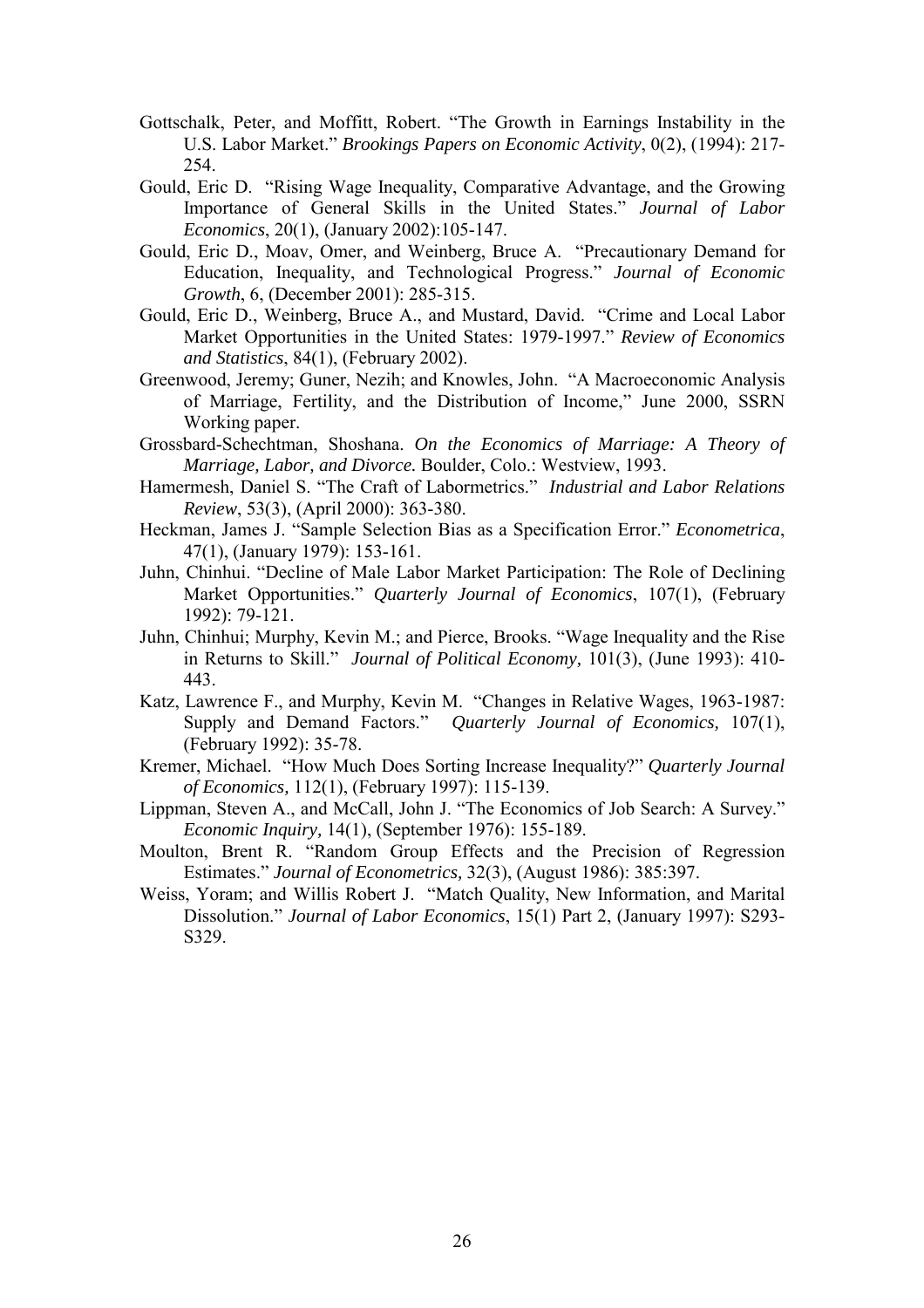Gottschalk, Peter, and Moffitt, Robert. "The Growth in Earnings Instability in the U.S. Labor Market." *Brookings Papers on Economic Activity*, 0(2), (1994): 217-254.

Gould, Eric D. "Rising Wage Inequality, Comparative Advantage, and the Growing Importance of General Skills in the United States." *Journal of Labor Economics*, 20(1), (January 2002):105-147.

Gould, Eric D., Moav, Omer, and Weinberg, Bruce A. "Precautionary Demand for Education, Inequality, and Technological Progress." *Journal of Economic Growth*, 6, (December 2001): 285-315.

Gould, Eric D., Weinberg, Bruce A., and Mustard, David. "Crime and Local Labor Market Opportunities in the United States: 1979-1997." *Review of Economics and Statistics*, 84(1), (February 2002).

Greenwood, Jeremy; Guner, Nezih; and Knowles, John. "A Macroeconomic Analysis of Marriage, Fertility, and the Distribution of Income," June 2000, SSRN Working paper.

Grossbard-Schechtman, Shoshana. *On the Economics of Marriage: A Theory of Marriage, Labor, and Divorce.* Boulder, Colo.: Westview, 1993.

Hamermesh, Daniel S. "The Craft of Labormetrics." *Industrial and Labor Relations Review*, 53(3), (April 2000): 363-380.

Heckman, James J. "Sample Selection Bias as a Specification Error." *Econometrica*, 47(1), (January 1979): 153-161.

Juhn, Chinhui. "Decline of Male Labor Market Participation: The Role of Declining Market Opportunities." *Quarterly Journal of Economics*, 107(1), (February 1992): 79-121.

Juhn, Chinhui; Murphy, Kevin M.; and Pierce, Brooks. "Wage Inequality and the Rise in Returns to Skill." *Journal of Political Economy,* 101(3), (June 1993): 410-443.

Katz, Lawrence F., and Murphy, Kevin M. "Changes in Relative Wages, 1963-1987: Supply and Demand Factors." *Quarterly Journal of Economics,* 107(1), (February 1992): 35-78.

Kremer, Michael. "How Much Does Sorting Increase Inequality?" *Quarterly Journal of Economics,* 112(1), (February 1997): 115-139.

Lippman, Steven A., and McCall, John J. "The Economics of Job Search: A Survey." *Economic Inquiry,* 14(1), (September 1976): 155-189.

Moulton, Brent R. "Random Group Effects and the Precision of Regression Estimates." *Journal of Econometrics,* 32(3), (August 1986): 385:397.

Weiss, Yoram; and Willis Robert J. "Match Quality, New Information, and Marital Dissolution." *Journal of Labor Economics*, 15(1) Part 2, (January 1997): S293-S329.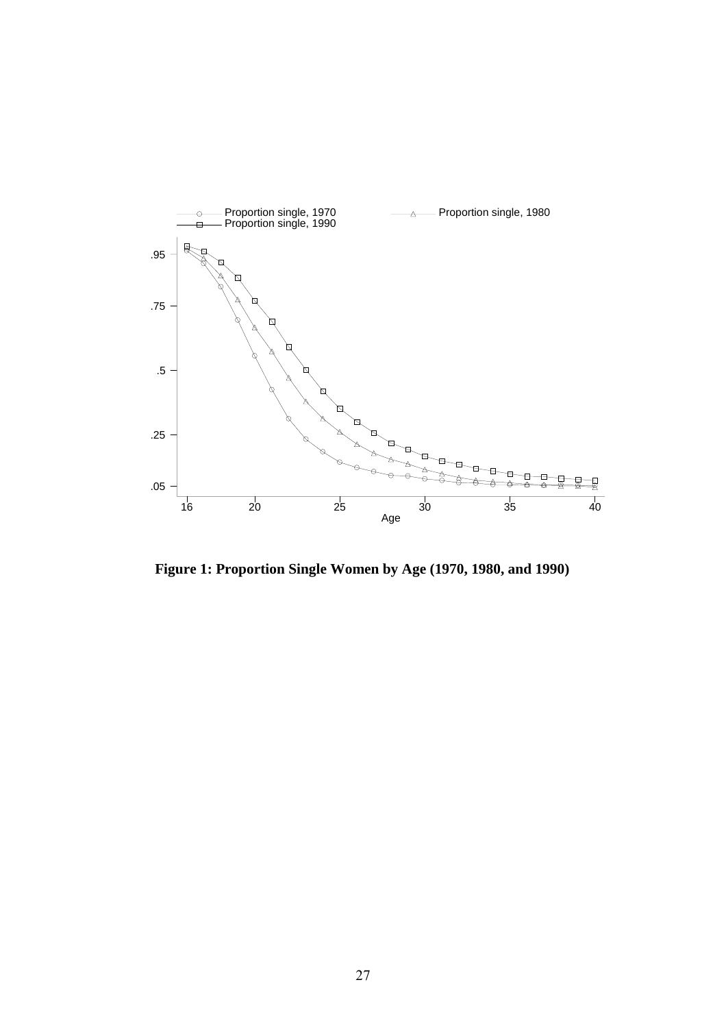**Figure 1: Proportion Single Women by Age (1970, 1980, and 1990)**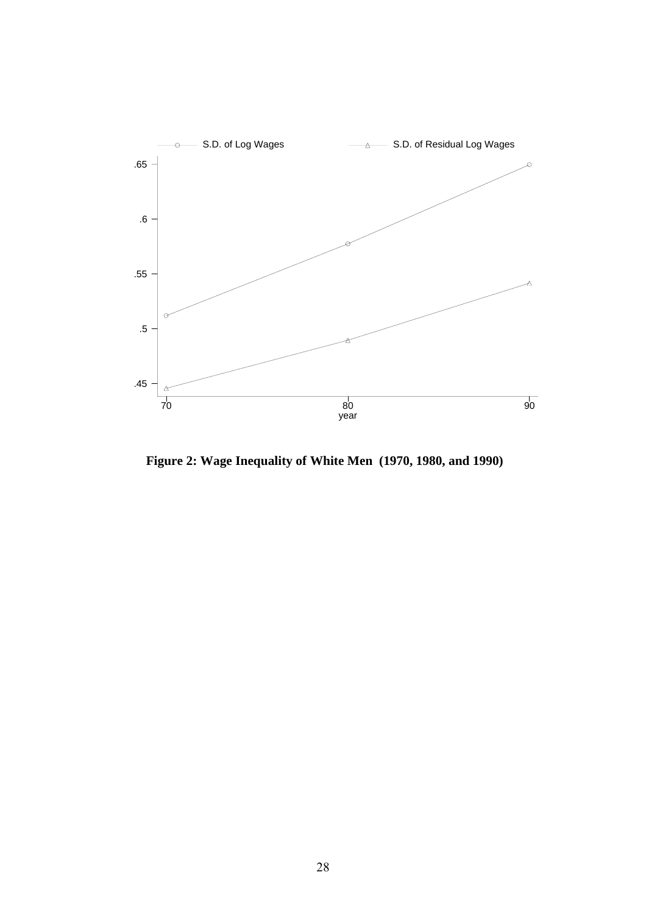**Figure 2: Wage Inequality of White Men (1970, 1980, and 1990)**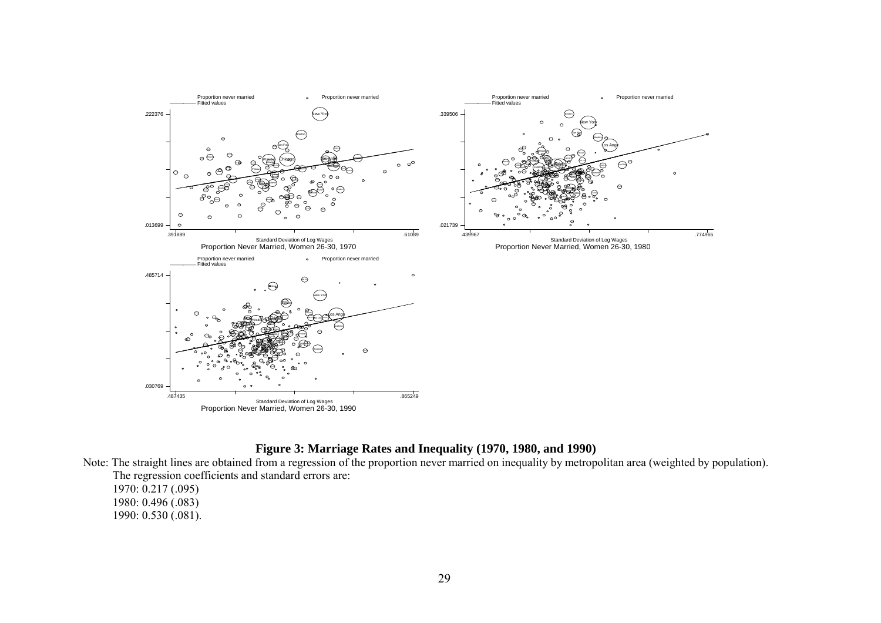**Figure 3: Marriage Rates and Inequality (1970, 1980, and 1990)**

Note: The straight lines are obtained from a regression of the proportion never married on inequality by metropolitan area (weighted by population). The regression coefficients and standard errors are:

1970: 0.217 (.095)

1980: 0.496 (.083)

1990: 0.530 (.081).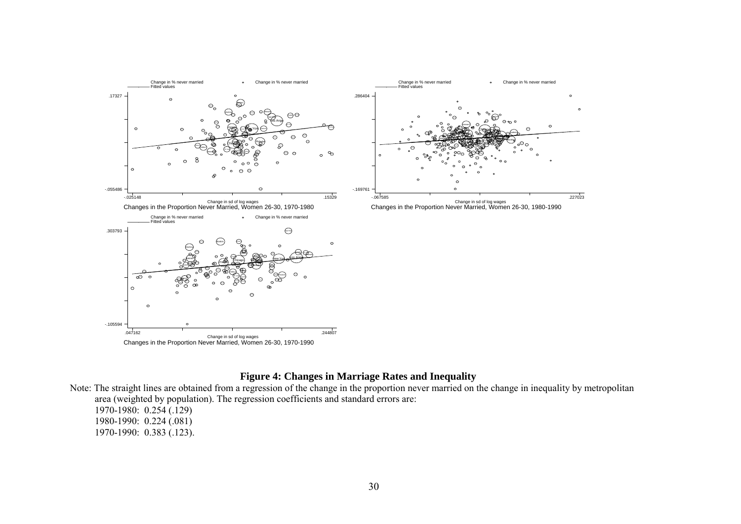**Figure 4: Changes in Marriage Rates and Inequality**

Note: The straight lines are obtained from a regression of the change in the proportion never married on the change in inequality by metropolitan area (weighted by population). The regression coefficients and standard errors are:

1970-1980: 0.254 (.129)

1980-1990: 0.224 (.081)

1970-1990: 0.383 (.123).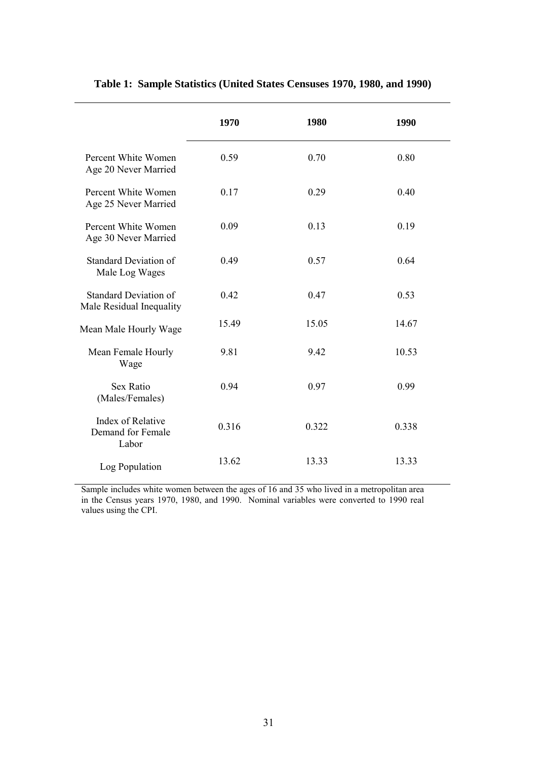**Table 1: Sample Statistics (United States Censuses 1970, 1980, and 1990)**

| | 1970 | 1980 | 1990 |
|---|---|---|---|
| Percent White Women Age 20 Never Married | 0.59 | 0.70 | 0.80 |
| Percent White Women Age 25 Never Married | 0.17 | 0.29 | 0.40 |
| Percent White Women Age 30 Never Married | 0.09 | 0.13 | 0.19 |
| Standard Deviation of Male Log Wages | 0.49 | 0.57 | 0.64 |
| Standard Deviation of Male Residual Inequality | 0.42 | 0.47 | 0.53 |
| Mean Male Hourly Wage | 15.49 | 15.05 | 14.67 |
| Mean Female Hourly Wage | 9.81 | 9.42 | 10.53 |
| Sex Ratio (Males/Females) | 0.94 | 0.97 | 0.99 |
| Index of Relative Demand for Female Labor | 0.316 | 0.322 | 0.338 |
| Log Population | 13.62 | 13.33 | 13.33 |

Sample includes white women between the ages of 16 and 35 who lived in a metropolitan area in the Census years 1970, 1980, and 1990. Nominal variables were converted to 1990 real values using the CPI.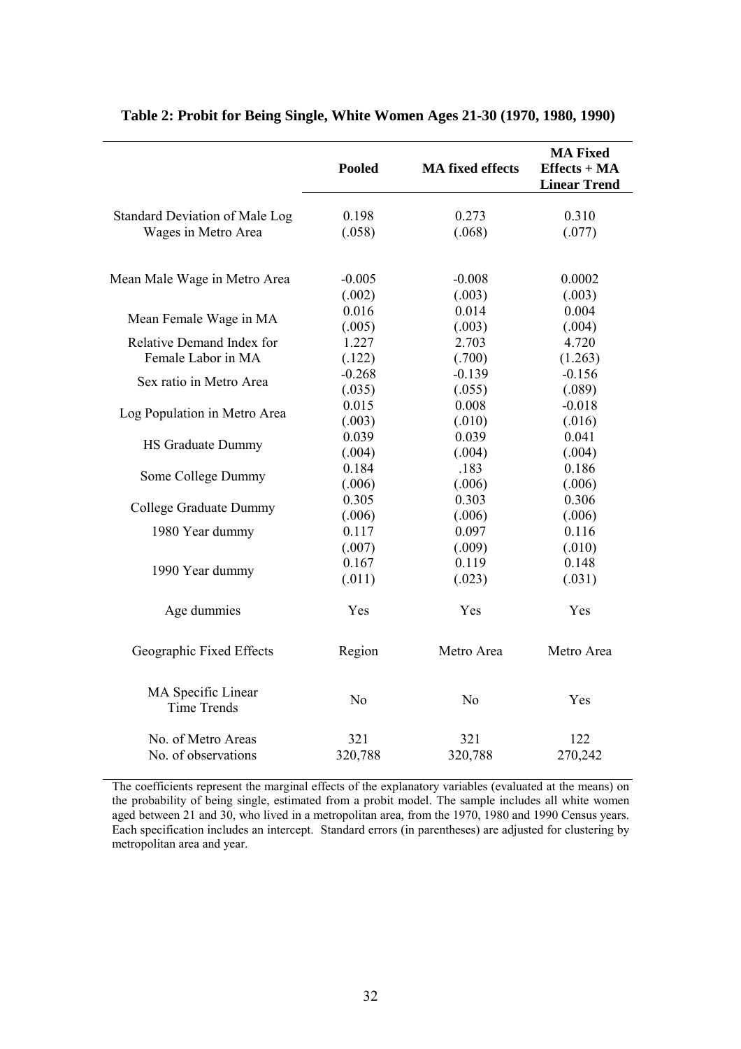**Table 2: Probit for Being Single, White Women Ages 21-30 (1970, 1980, 1990)**

| | **Pooled** | **MA fixed effects** | **MA Fixed Effects + MA Linear Trend** |
|---|---|---|---|
| Standard Deviation of Male Log Wages in Metro Area | 0.198 | 0.273 | 0.310 |
| | (.058) | (.068) | (.077) |
| Mean Male Wage in Metro Area | -0.005 | -0.008 | 0.0002 |
| | (.002) | (.003) | (.003) |
| Mean Female Wage in MA | 0.016 | 0.014 | 0.004 |
| | (.005) | (.003) | (.004) |
| Relative Demand Index for Female Labor in MA | 1.227 | 2.703 | 4.720 |
| | (.122) | (.700) | (1.263) |
| Sex ratio in Metro Area | -0.268 | -0.139 | -0.156 |
| | (.035) | (.055) | (.089) |
| Log Population in Metro Area | 0.015 | 0.008 | -0.018 |
| | (.003) | (.010) | (.016) |
| HS Graduate Dummy | 0.039 | 0.039 | 0.041 |
| | (.004) | (.004) | (.004) |
| Some College Dummy | 0.184 | .183 | 0.186 |
| | (.006) | (.006) | (.006) |
| College Graduate Dummy | 0.305 | 0.303 | 0.306 |
| | (.006) | (.006) | (.006) |
| 1980 Year dummy | 0.117 | 0.097 | 0.116 |
| | (.007) | (.009) | (.010) |
| 1990 Year dummy | 0.167 | 0.119 | 0.148 |
| | (.011) | (.023) | (.031) |
| Age dummies | Yes | Yes | Yes |
| Geographic Fixed Effects | Region | Metro Area | Metro Area |
| MA Specific Linear Time Trends | No | No | Yes |
| No. of Metro Areas | 321 | 321 | 122 |
| No. of observations | 320,788 | 320,788 | 270,242 |

The coefficients represent the marginal effects of the explanatory variables (evaluated at the means) on the probability of being single, estimated from a probit model. The sample includes all white women aged between 21 and 30, who lived in a metropolitan area, from the 1970, 1980 and 1990 Census years. Each specification includes an intercept. Standard errors (in parentheses) are adjusted for clustering by metropolitan area and year.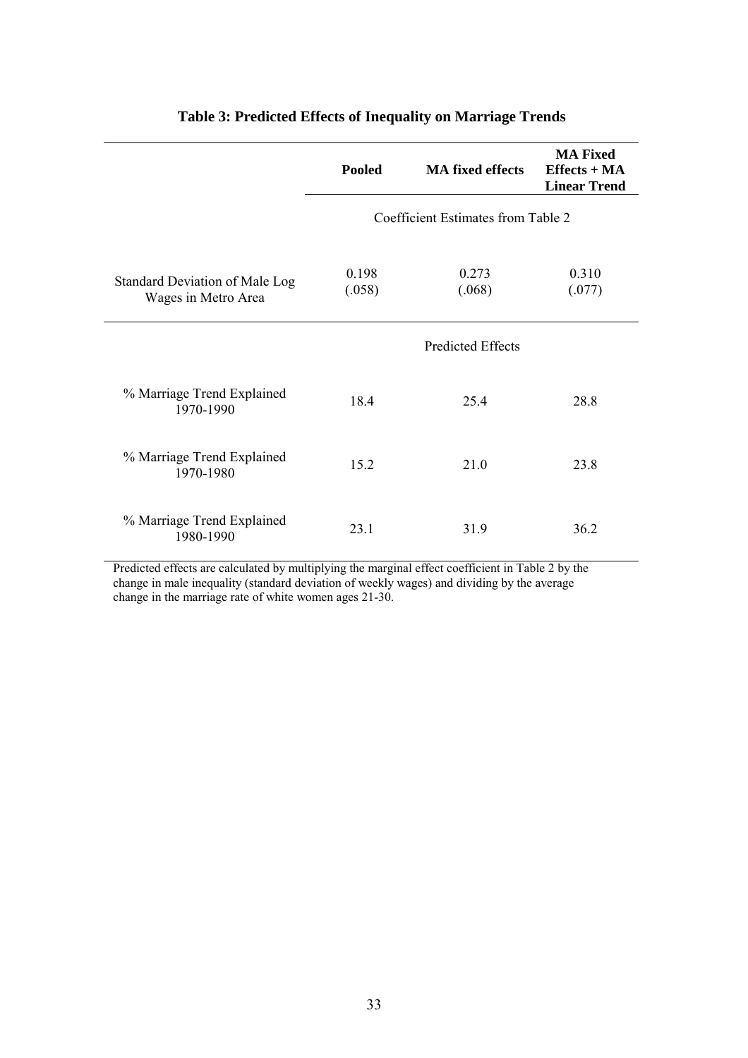## Table 3: Predicted Effects of Inequality on Marriage Trends

| | Pooled | MA fixed effects | MA Fixed Effects + MA Linear Trend |
|---|---|---|---|
| | Coefficient Estimates from Table 2 | | |
| Standard Deviation of Male Log Wages in Metro Area | 0.198<br>(.058) | 0.273<br>(.068) | 0.310<br>(.077) |
| | Predicted Effects | | |
| % Marriage Trend Explained 1970-1990 | 18.4 | 25.4 | 28.8 |
| % Marriage Trend Explained 1970-1980 | 15.2 | 21.0 | 23.8 |
| % Marriage Trend Explained 1980-1990 | 23.1 | 31.9 | 36.2 |

Predicted effects are calculated by multiplying the marginal effect coefficient in Table 2 by the change in male inequality (standard deviation of weekly wages) and dividing by the average change in the marriage rate of white women ages 21-30.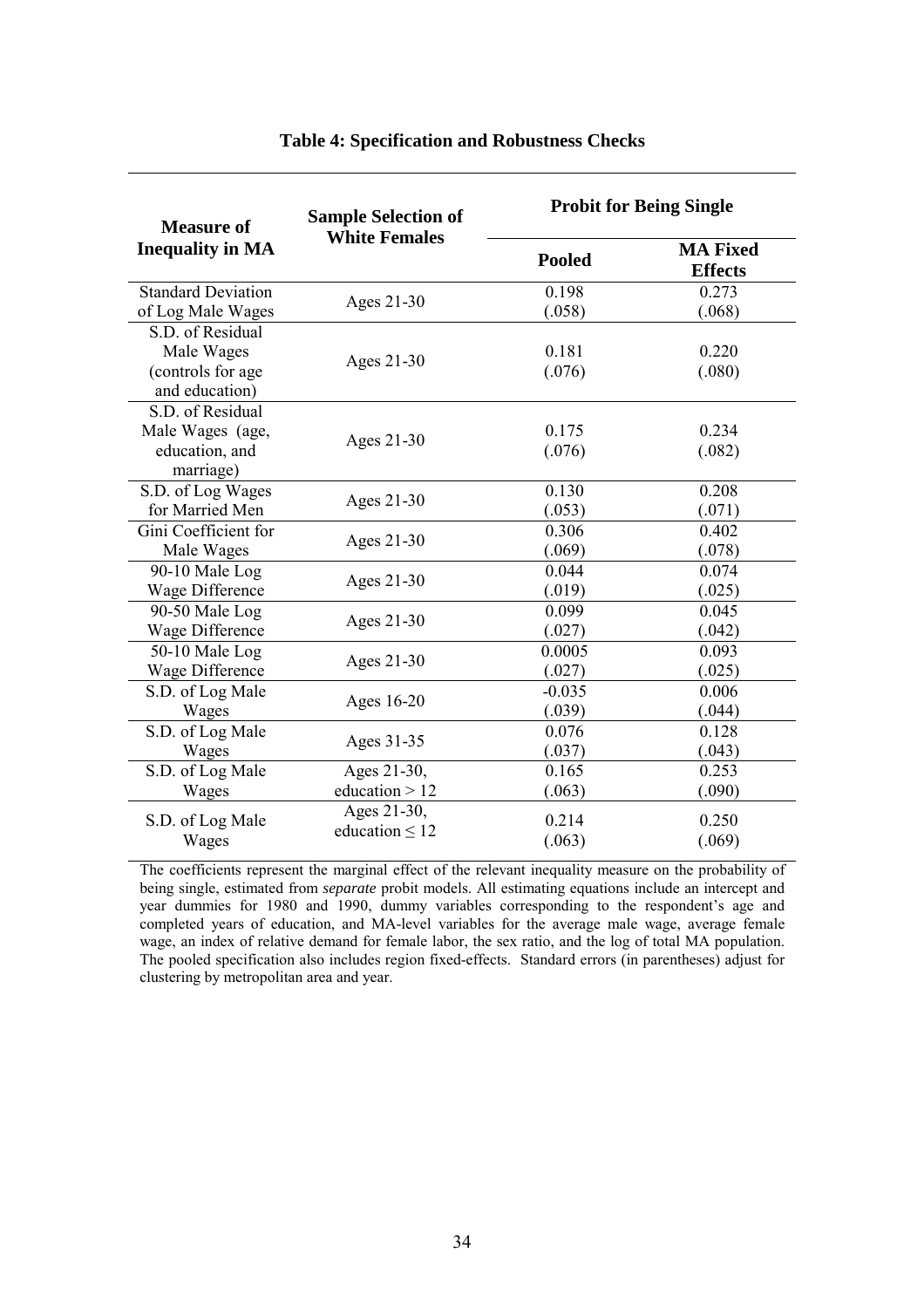**Table 4: Specification and Robustness Checks**

| Measure of Inequality in MA | Sample Selection of White Females | Probit for Being Single | |
|---|---|---|---|
| | | **Pooled** | **MA Fixed Effects** |
| Standard Deviation of Log Male Wages | Ages 21-30 | 0.198<br>(.058) | 0.273<br>(.068) |
| S.D. of Residual Male Wages (controls for age and education) | Ages 21-30 | 0.181<br>(.076) | 0.220<br>(.080) |
| S.D. of Residual Male Wages (age, education, and marriage) | Ages 21-30 | 0.175<br>(.076) | 0.234<br>(.082) |
| S.D. of Log Wages for Married Men | Ages 21-30 | 0.130<br>(.053) | 0.208<br>(.071) |
| Gini Coefficient for Male Wages | Ages 21-30 | 0.306<br>(.069) | 0.402<br>(.078) |
| 90-10 Male Log Wage Difference | Ages 21-30 | 0.044<br>(.019) | 0.074<br>(.025) |
| 90-50 Male Log Wage Difference | Ages 21-30 | 0.099<br>(.027) | 0.045<br>(.042) |
| 50-10 Male Log Wage Difference | Ages 21-30 | 0.0005<br>(.027) | 0.093<br>(.025) |
| S.D. of Log Male Wages | Ages 16-20 | -0.035<br>(.039) | 0.006<br>(.044) |
| S.D. of Log Male Wages | Ages 31-35 | 0.076<br>(.037) | 0.128<br>(.043) |
| S.D. of Log Male Wages | Ages 21-30, education > 12 | 0.165<br>(.063) | 0.253<br>(.090) |
| S.D. of Log Male Wages | Ages 21-30, education ≤ 12 | 0.214<br>(.063) | 0.250<br>(.069) |

The coefficients represent the marginal effect of the relevant inequality measure on the probability of being single, estimated from *separate* probit models. All estimating equations include an intercept and year dummies for 1980 and 1990, dummy variables corresponding to the respondent's age and completed years of education, and MA-level variables for the average male wage, average female wage, an index of relative demand for female labor, the sex ratio, and the log of total MA population. The pooled specification also includes region fixed-effects. Standard errors (in parentheses) adjust for clustering by metropolitan area and year.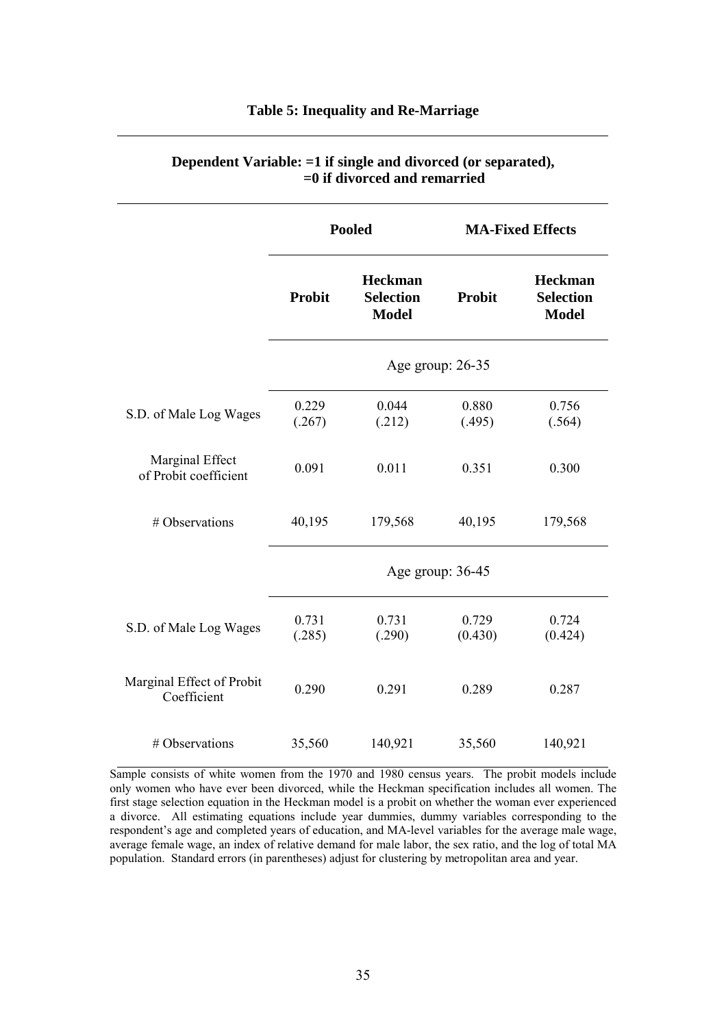### Table 5: Inequality and Re-Marriage

**Dependent Variable: =1 if single and divorced (or separated), =0 if divorced and remarried**

| | Pooled | | MA-Fixed Effects | |
|---|---|---|---|---|
| | **Probit** | **Heckman Selection Model** | **Probit** | **Heckman Selection Model** |
| | Age group: 26-35 | | | |
| S.D. of Male Log Wages | 0.229 (.267) | 0.044 (.212) | 0.880 (.495) | 0.756 (.564) |
| Marginal Effect of Probit coefficient | 0.091 | 0.011 | 0.351 | 0.300 |
| # Observations | 40,195 | 179,568 | 40,195 | 179,568 |
| | Age group: 36-45 | | | |
| S.D. of Male Log Wages | 0.731 (.285) | 0.731 (.290) | 0.729 (0.430) | 0.724 (0.424) |
| Marginal Effect of Probit Coefficient | 0.290 | 0.291 | 0.289 | 0.287 |
| # Observations | 35,560 | 140,921 | 35,560 | 140,921 |

Sample consists of white women from the 1970 and 1980 census years. The probit models include only women who have ever been divorced, while the Heckman specification includes all women. The first stage selection equation in the Heckman model is a probit on whether the woman ever experienced a divorce. All estimating equations include year dummies, dummy variables corresponding to the respondent's age and completed years of education, and MA-level variables for the average male wage, average female wage, an index of relative demand for male labor, the sex ratio, and the log of total MA population. Standard errors (in parentheses) adjust for clustering by metropolitan area and year.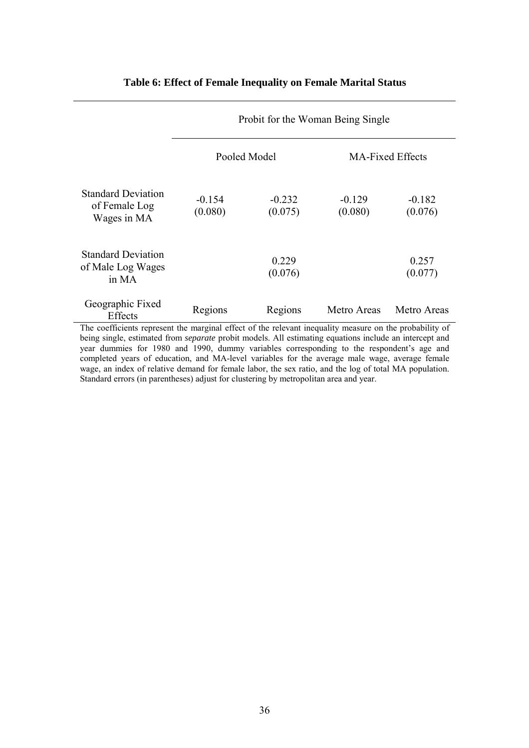**Table 6: Effect of Female Inequality on Female Marital Status**

| | Probit for the Woman Being Single | | | |
|---|---|---|---|---|
| | Pooled Model | | MA-Fixed Effects | |
| Standard Deviation of Female Log Wages in MA | -0.154<br>(0.080) | -0.232<br>(0.075) | -0.129<br>(0.080) | -0.182<br>(0.076) |
| Standard Deviation of Male Log Wages in MA | | 0.229<br>(0.076) | | 0.257<br>(0.077) |
| Geographic Fixed Effects | Regions | Regions | Metro Areas | Metro Areas |

The coefficients represent the marginal effect of the relevant inequality measure on the probability of being single, estimated from *separate* probit models. All estimating equations include an intercept and year dummies for 1980 and 1990, dummy variables corresponding to the respondent's age and completed years of education, and MA-level variables for the average male wage, average female wage, an index of relative demand for female labor, the sex ratio, and the log of total MA population. Standard errors (in parentheses) adjust for clustering by metropolitan area and year.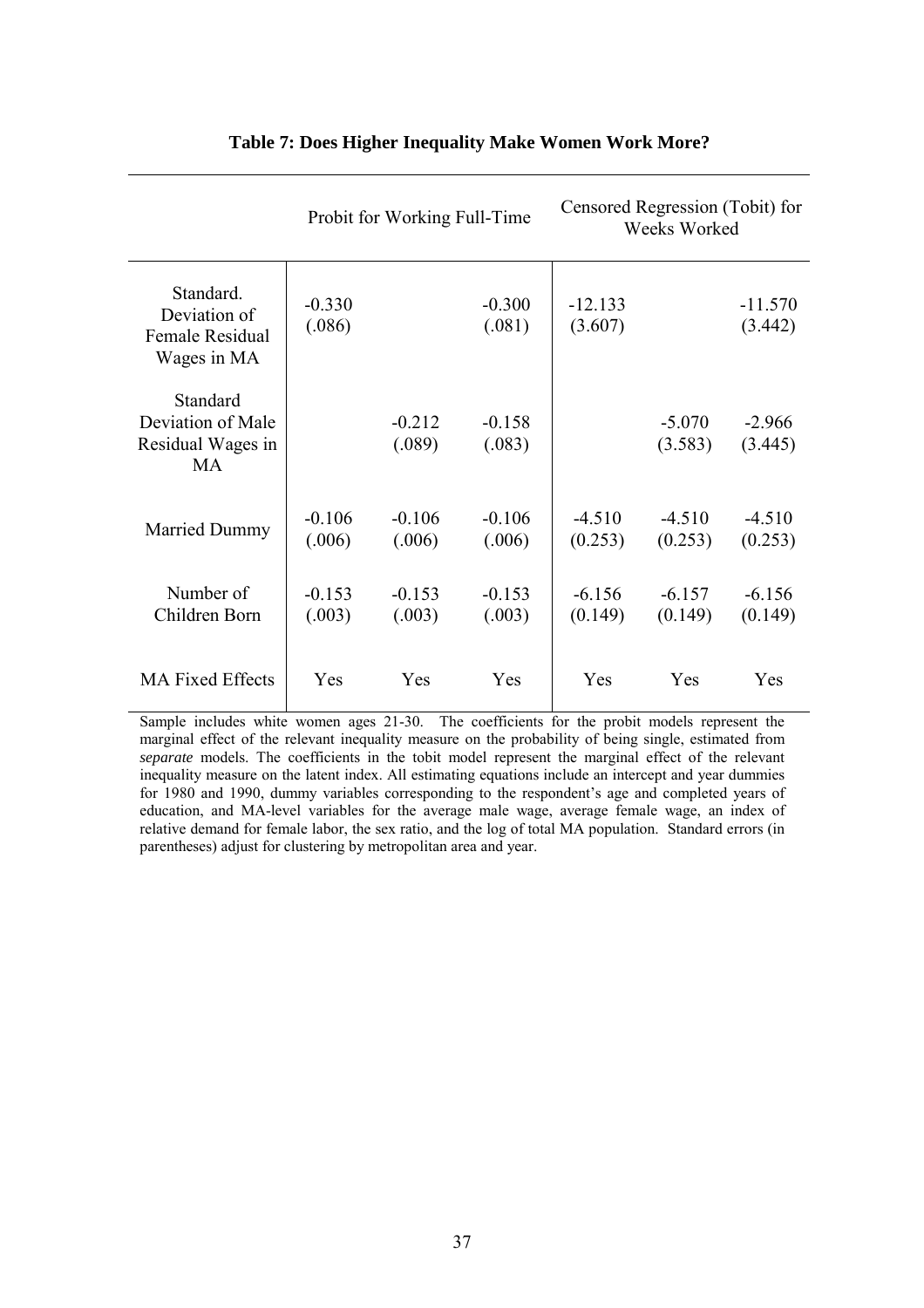**Table 7: Does Higher Inequality Make Women Work More?**

| | Probit for Working Full-Time | | | Censored Regression (Tobit) for Weeks Worked | | |
|---|---|---|---|---|---|---|
| Standard. Deviation of Female Residual Wages in MA | -0.330<br>(.086) | | -0.300<br>(.081) | -12.133<br>(3.607) | | -11.570<br>(3.442) |
| Standard Deviation of Male Residual Wages in MA | | -0.212<br>(.089) | -0.158<br>(.083) | | -5.070<br>(3.583) | -2.966<br>(3.445) |
| Married Dummy | -0.106<br>(.006) | -0.106<br>(.006) | -0.106<br>(.006) | -4.510<br>(0.253) | -4.510<br>(0.253) | -4.510<br>(0.253) |
| Number of Children Born | -0.153<br>(.003) | -0.153<br>(.003) | -0.153<br>(.003) | -6.156<br>(0.149) | -6.157<br>(0.149) | -6.156<br>(0.149) |
| MA Fixed Effects | Yes | Yes | Yes | Yes | Yes | Yes |

Sample includes white women ages 21-30. The coefficients for the probit models represent the marginal effect of the relevant inequality measure on the probability of being single, estimated from *separate* models. The coefficients in the tobit model represent the marginal effect of the relevant inequality measure on the latent index. All estimating equations include an intercept and year dummies for 1980 and 1990, dummy variables corresponding to the respondent's age and completed years of education, and MA-level variables for the average male wage, average female wage, an index of relative demand for female labor, the sex ratio, and the log of total MA population. Standard errors (in parentheses) adjust for clustering by metropolitan area and year.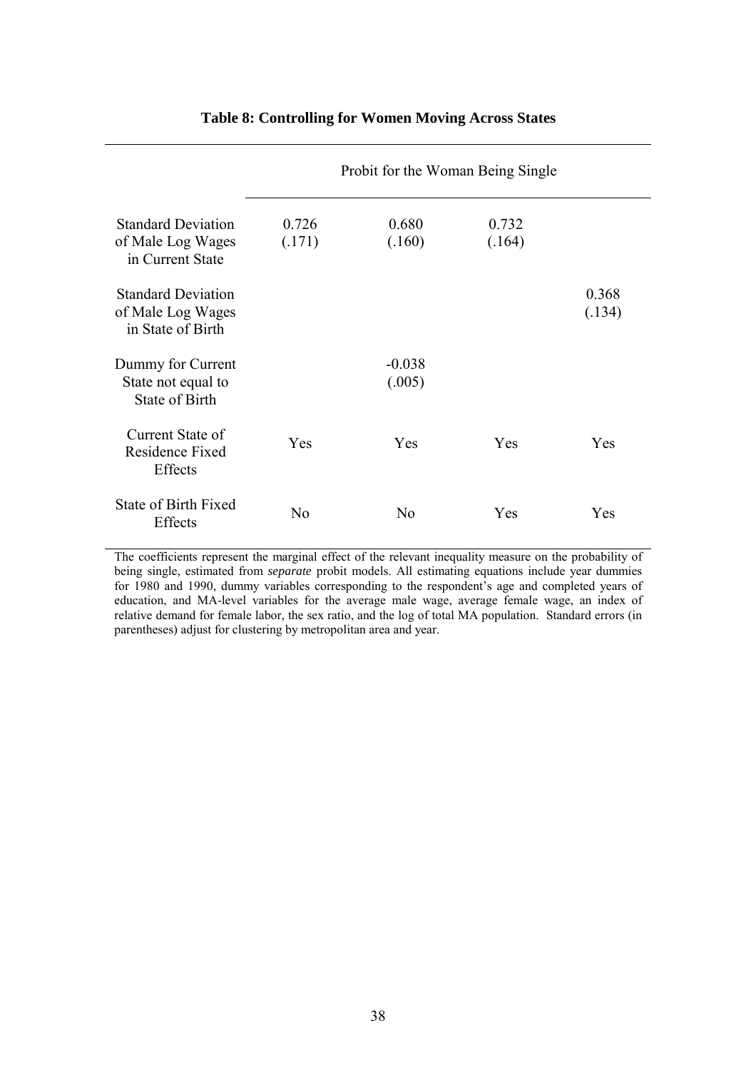**Table 8: Controlling for Women Moving Across States**

| | Probit for the Woman Being Single | | | |
|---|---|---|---|---|
| Standard Deviation of Male Log Wages in Current State | 0.726<br>(.171) | 0.680<br>(.160) | 0.732<br>(.164) | |
| Standard Deviation of Male Log Wages in State of Birth | | | | 0.368<br>(.134) |
| Dummy for Current State not equal to State of Birth | | -0.038<br>(.005) | | |
| Current State of Residence Fixed Effects | Yes | Yes | Yes | Yes |
| State of Birth Fixed Effects | No | No | Yes | Yes |

The coefficients represent the marginal effect of the relevant inequality measure on the probability of being single, estimated from *separate* probit models. All estimating equations include year dummies for 1980 and 1990, dummy variables corresponding to the respondent's age and completed years of education, and MA-level variables for the average male wage, average female wage, an index of relative demand for female labor, the sex ratio, and the log of total MA population. Standard errors (in parentheses) adjust for clustering by metropolitan area and year.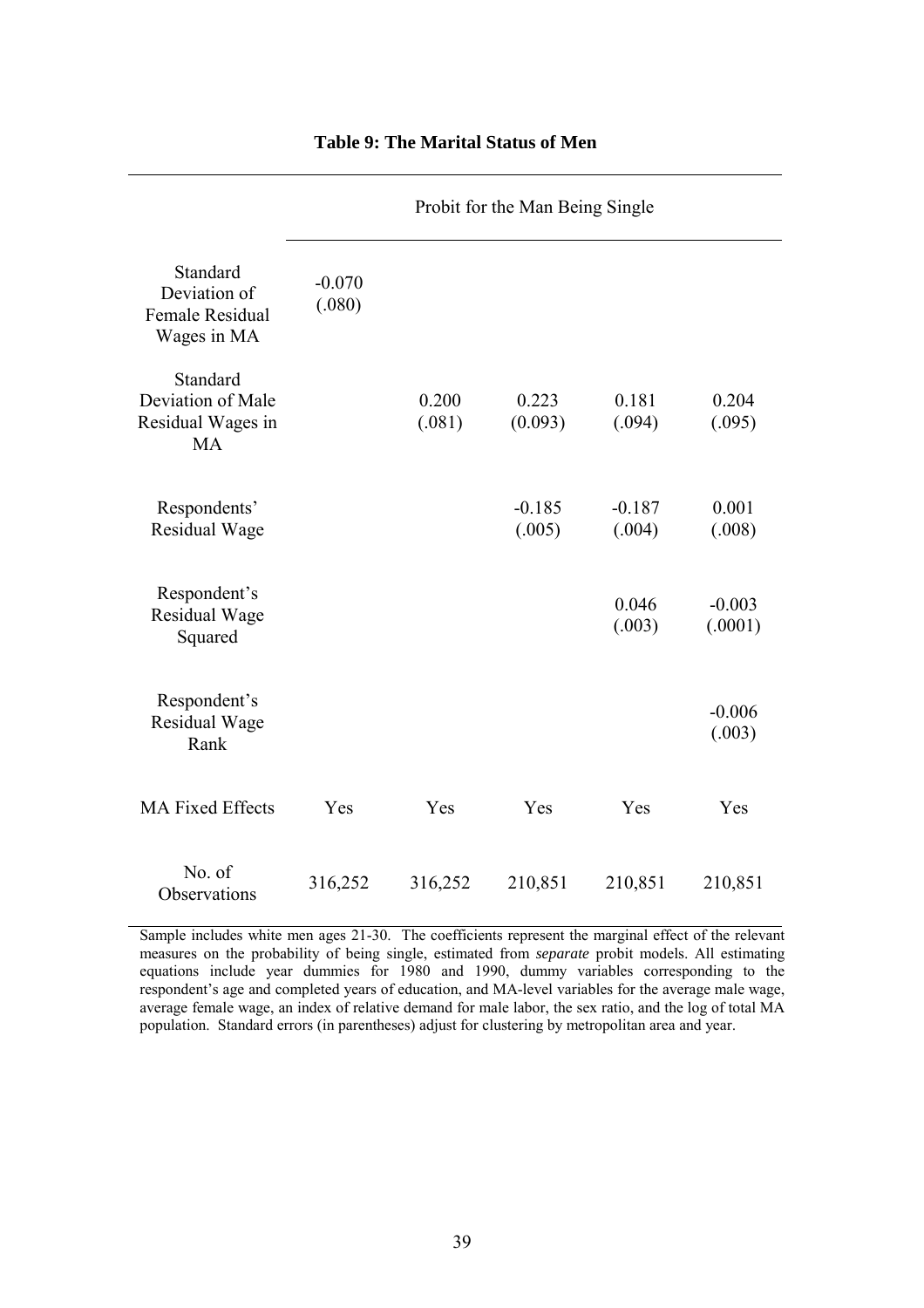**Table 9: The Marital Status of Men**

| | Probit for the Man Being Single | | | | |
|---|---|---|---|---|---|
| Standard Deviation of Female Residual Wages in MA | -0.070 (.080) | | | | |
| Standard Deviation of Male Residual Wages in MA | | 0.200 (.081) | 0.223 (0.093) | 0.181 (.094) | 0.204 (.095) |
| Respondents' Residual Wage | | | -0.185 (.005) | -0.187 (.004) | 0.001 (.008) |
| Respondent's Residual Wage Squared | | | | 0.046 (.003) | -0.003 (.0001) |
| Respondent's Residual Wage Rank | | | | | -0.006 (.003) |
| MA Fixed Effects | Yes | Yes | Yes | Yes | Yes |
| No. of Observations | 316,252 | 316,252 | 210,851 | 210,851 | 210,851 |

Sample includes white men ages 21-30. The coefficients represent the marginal effect of the relevant measures on the probability of being single, estimated from *separate* probit models. All estimating equations include year dummies for 1980 and 1990, dummy variables corresponding to the respondent's age and completed years of education, and MA-level variables for the average male wage, average female wage, an index of relative demand for male labor, the sex ratio, and the log of total MA population. Standard errors (in parentheses) adjust for clustering by metropolitan area and year.